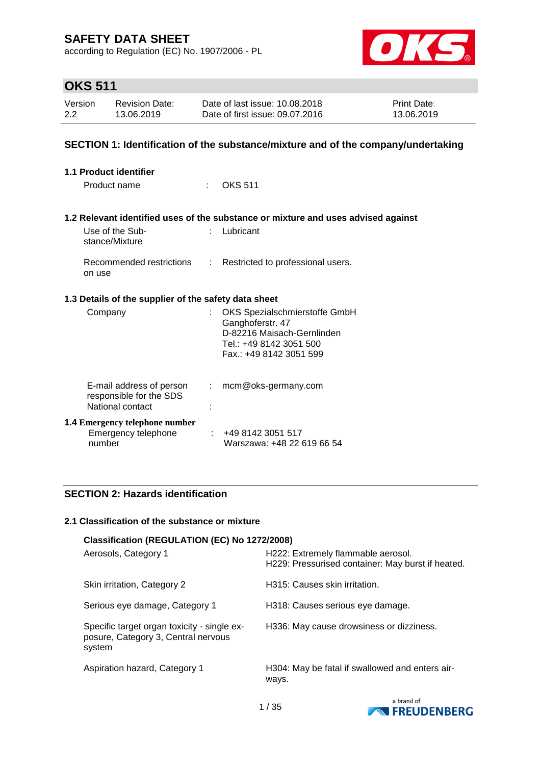# SAFETY DATA SHEET

according to Regulation (EC) No. 1907/2006 - PL

## OKS 511

| Version | Revision Date: | Date of last issue: 10.08.2018 | Print Date: |
|---|---|---|---|
| 2.2 | 13.06.2019 | Date of first issue: 09.07.2016 | 13.06.2019 |

## SECTION 1: Identification of the substance/mixture and of the company/undertaking

### 1.1 Product identifier

Product name : OKS 511

### 1.2 Relevant identified uses of the substance or mixture and uses advised against

Use of the Substance/Mixture : Lubricant

Recommended restrictions on use : Restricted to professional users.

### 1.3 Details of the supplier of the safety data sheet

Company : OKS Spezialschmierstoffe GmbH
Ganghoferstr. 47
D-82216 Maisach-Gernlinden
Tel.: +49 8142 3051 500
Fax.: +49 8142 3051 599

E-mail address of person responsible for the SDS : mcm@oks-germany.com

National contact :

### 1.4 Emergency telephone number

Emergency telephone number : +49 8142 3051 517
Warszawa: +48 22 619 66 54

## SECTION 2: Hazards identification

### 2.1 Classification of the substance or mixture

**Classification (REGULATION (EC) No 1272/2008)**

| | |
|---|---|
| Aerosols, Category 1 | H222: Extremely flammable aerosol.<br>H229: Pressurised container: May burst if heated. |
| Skin irritation, Category 2 | H315: Causes skin irritation. |
| Serious eye damage, Category 1 | H318: Causes serious eye damage. |
| Specific target organ toxicity - single exposure, Category 3, Central nervous system | H336: May cause drowsiness or dizziness. |
| Aspiration hazard, Category 1 | H304: May be fatal if swallowed and enters airways. |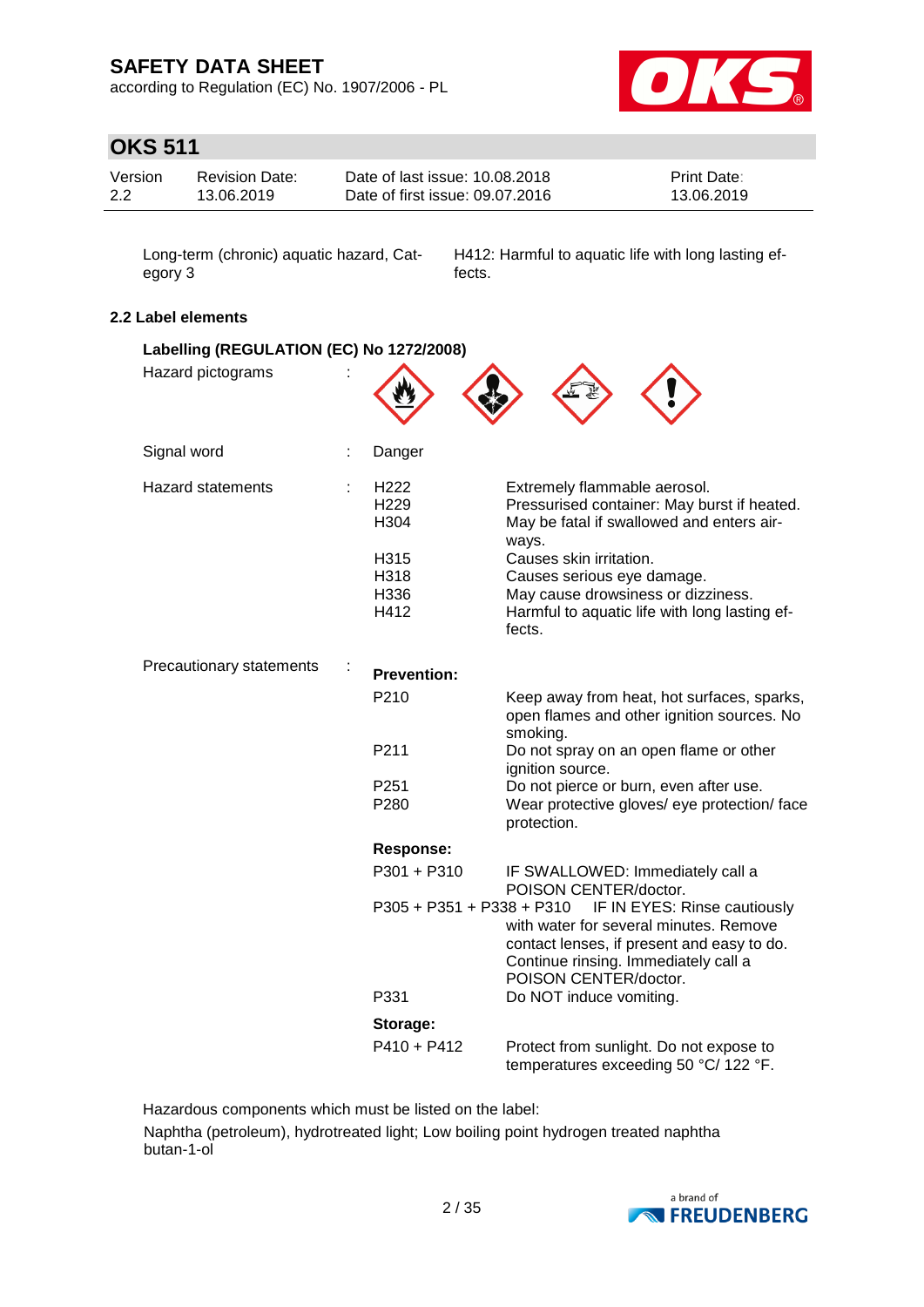| | |
|---|---|
| Long-term (chronic) aquatic hazard, Category 3 | H412: Harmful to aquatic life with long lasting effects. |

### 2.2 Label elements

**Labelling (REGULATION (EC) No 1272/2008)**

Hazard pictograms :

Signal word : Danger

Hazard statements :

| | |
|---|---|
| H222 | Extremely flammable aerosol. |
| H229 | Pressurised container: May burst if heated. |
| H304 | May be fatal if swallowed and enters airways. |
| H315 | Causes skin irritation. |
| H318 | Causes serious eye damage. |
| H336 | May cause drowsiness or dizziness. |
| H412 | Harmful to aquatic life with long lasting effects. |

Precautionary statements :

**Prevention:**

| | |
|---|---|
| P210 | Keep away from heat, hot surfaces, sparks, open flames and other ignition sources. No smoking. |
| P211 | Do not spray on an open flame or other ignition source. |
| P251 | Do not pierce or burn, even after use. |
| P280 | Wear protective gloves/ eye protection/ face protection. |

**Response:**

| | |
|---|---|
| P301 + P310 | IF SWALLOWED: Immediately call a POISON CENTER/doctor. |
| P305 + P351 + P338 + P310 | IF IN EYES: Rinse cautiously with water for several minutes. Remove contact lenses, if present and easy to do. Continue rinsing. Immediately call a POISON CENTER/doctor. |
| P331 | Do NOT induce vomiting. |

**Storage:**

| | |
|---|---|
| P410 + P412 | Protect from sunlight. Do not expose to temperatures exceeding 50 °C/ 122 °F. |

Hazardous components which must be listed on the label:

Naphtha (petroleum), hydrotreated light; Low boiling point hydrogen treated naphtha
butan-1-ol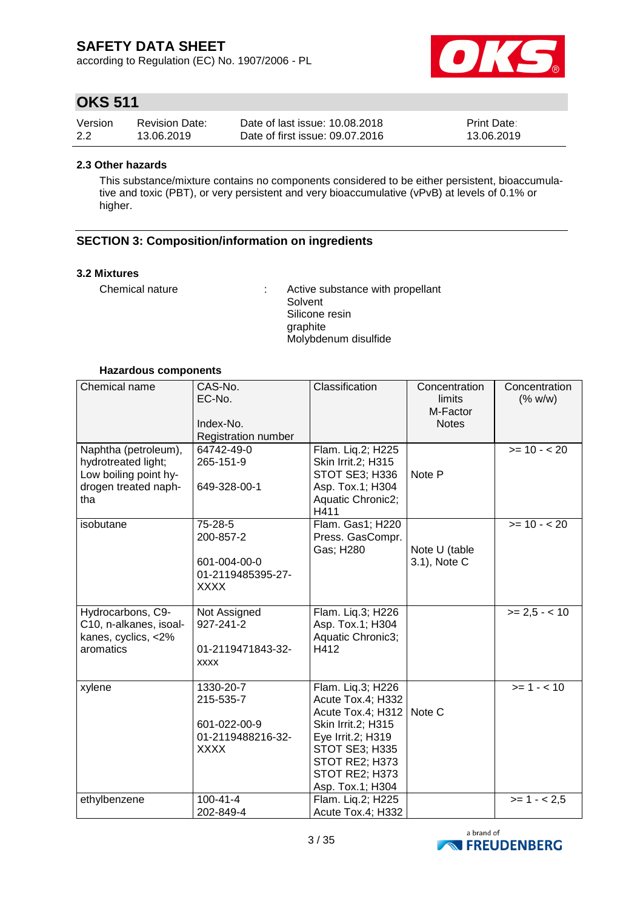#### 2.3 Other hazards

This substance/mixture contains no components considered to be either persistent, bioaccumulative and toxic (PBT), or very persistent and very bioaccumulative (vPvB) at levels of 0.1% or higher.

## SECTION 3: Composition/information on ingredients

#### 3.2 Mixtures

Chemical nature : Active substance with propellant
Solvent
Silicone resin
graphite
Molybdenum disulfide

**Hazardous components**

| Chemical name | CAS-No.<br>EC-No.<br><br>Index-No.<br>Registration number | Classification | Concentration limits<br>M-Factor<br>Notes | Concentration (% w/w) |
|---|---|---|---|---|
| Naphtha (petroleum), hydrotreated light; Low boiling point hydrogen treated naphtha | 64742-49-0<br>265-151-9<br><br>649-328-00-1 | Flam. Liq.2; H225<br>Skin Irrit.2; H315<br>STOT SE3; H336<br>Asp. Tox.1; H304<br>Aquatic Chronic2; H411 | Note P | >= 10 - < 20 |
| isobutane | 75-28-5<br>200-857-2<br><br>601-004-00-0<br>01-2119485395-27-XXXX | Flam. Gas1; H220<br>Press. GasCompr. Gas; H280 | Note U (table 3.1), Note C | >= 10 - < 20 |
| Hydrocarbons, C9-C10, n-alkanes, isoalkanes, cyclics, <2% aromatics | Not Assigned<br>927-241-2<br><br>01-2119471843-32-xxxx | Flam. Liq.3; H226<br>Asp. Tox.1; H304<br>Aquatic Chronic3; H412 | | >= 2,5 - < 10 |
| xylene | 1330-20-7<br>215-535-7<br><br>601-022-00-9<br>01-2119488216-32-XXXX | Flam. Liq.3; H226<br>Acute Tox.4; H332<br>Acute Tox.4; H312<br>Skin Irrit.2; H315<br>Eye Irrit.2; H319<br>STOT SE3; H335<br>STOT RE2; H373<br>STOT RE2; H373<br>Asp. Tox.1; H304 | Note C | >= 1 - < 10 |
| ethylbenzene | 100-41-4<br>202-849-4 | Flam. Liq.2; H225<br>Acute Tox.4; H332 | | >= 1 - < 2,5 |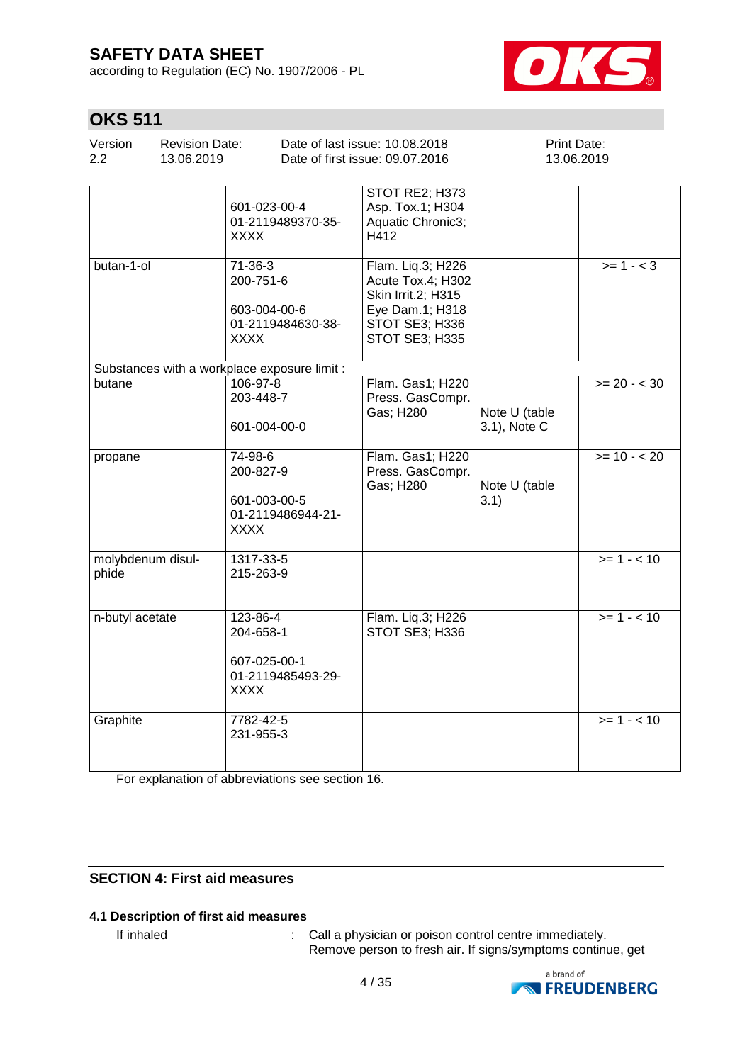# SAFETY DATA SHEET

according to Regulation (EC) No. 1907/2006 - PL

## OKS 511

| Version | Revision Date: | Date of last issue: 10.08.2018 | Print Date: |
|---|---|---|---|
| 2.2 | 13.06.2019 | Date of first issue: 09.07.2016 | 13.06.2019 |

| | | | | |
|---|---|---|---|---|
| | 601-023-00-4<br>01-2119489370-35-XXXX | STOT RE2; H373<br>Asp. Tox.1; H304<br>Aquatic Chronic3; H412 | | |
| butan-1-ol | 71-36-3<br>200-751-6<br><br>603-004-00-6<br>01-2119484630-38-XXXX | Flam. Liq.3; H226<br>Acute Tox.4; H302<br>Skin Irrit.2; H315<br>Eye Dam.1; H318<br>STOT SE3; H336<br>STOT SE3; H335 | | >= 1 - < 3 |
| Substances with a workplace exposure limit : | | | | |
| butane | 106-97-8<br>203-448-7<br><br>601-004-00-0 | Flam. Gas1; H220<br>Press. GasCompr. Gas; H280 | Note U (table 3.1), Note C | >= 20 - < 30 |
| propane | 74-98-6<br>200-827-9<br><br>601-003-00-5<br>01-2119486944-21-XXXX | Flam. Gas1; H220<br>Press. GasCompr. Gas; H280 | Note U (table 3.1) | >= 10 - < 20 |
| molybdenum disulphide | 1317-33-5<br>215-263-9 | | | >= 1 - < 10 |
| n-butyl acetate | 123-86-4<br>204-658-1<br><br>607-025-00-1<br>01-2119485493-29-XXXX | Flam. Liq.3; H226<br>STOT SE3; H336 | | >= 1 - < 10 |
| Graphite | 7782-42-5<br>231-955-3 | | | >= 1 - < 10 |

For explanation of abbreviations see section 16.

## SECTION 4: First aid measures

### 4.1 Description of first aid measures

If inhaled : Call a physician or poison control centre immediately. Remove person to fresh air. If signs/symptoms continue, get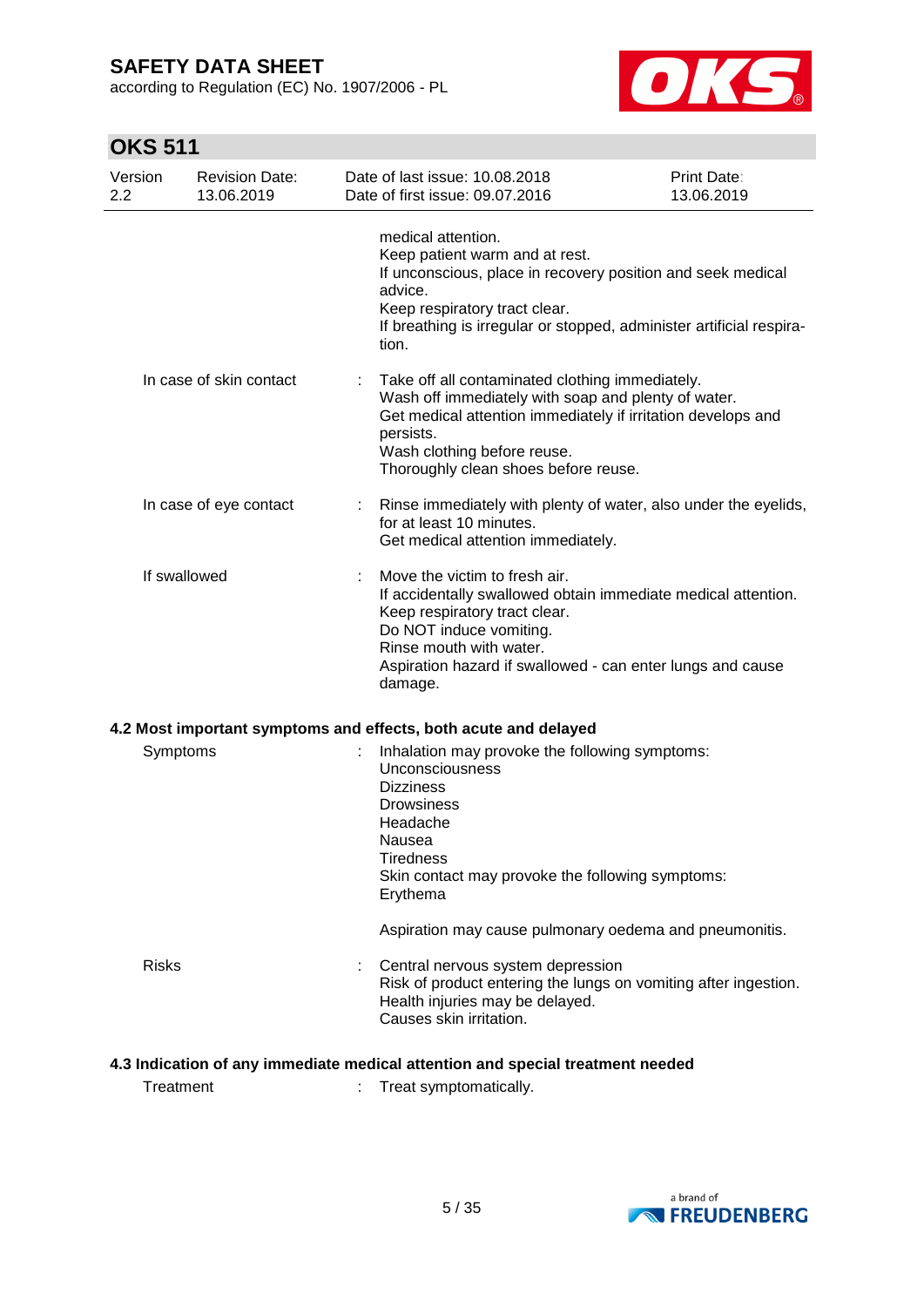medical attention.
Keep patient warm and at rest.
If unconscious, place in recovery position and seek medical advice.
Keep respiratory tract clear.
If breathing is irregular or stopped, administer artificial respiration.

| | | |
|---|---|---|
| In case of skin contact | : | Take off all contaminated clothing immediately.<br>Wash off immediately with soap and plenty of water.<br>Get medical attention immediately if irritation develops and persists.<br>Wash clothing before reuse.<br>Thoroughly clean shoes before reuse. |
| In case of eye contact | : | Rinse immediately with plenty of water, also under the eyelids, for at least 10 minutes.<br>Get medical attention immediately. |
| If swallowed | : | Move the victim to fresh air.<br>If accidentally swallowed obtain immediate medical attention.<br>Keep respiratory tract clear.<br>Do NOT induce vomiting.<br>Rinse mouth with water.<br>Aspiration hazard if swallowed - can enter lungs and cause damage. |

### 4.2 Most important symptoms and effects, both acute and delayed

| | | |
|---|---|---|
| Symptoms | : | Inhalation may provoke the following symptoms:<br>Unconsciousness<br>Dizziness<br>Drowsiness<br>Headache<br>Nausea<br>Tiredness<br>Skin contact may provoke the following symptoms:<br>Erythema<br><br>Aspiration may cause pulmonary oedema and pneumonitis. |
| Risks | : | Central nervous system depression<br>Risk of product entering the lungs on vomiting after ingestion.<br>Health injuries may be delayed.<br>Causes skin irritation. |

### 4.3 Indication of any immediate medical attention and special treatment needed

| | | |
|---|---|---|
| Treatment | : | Treat symptomatically. |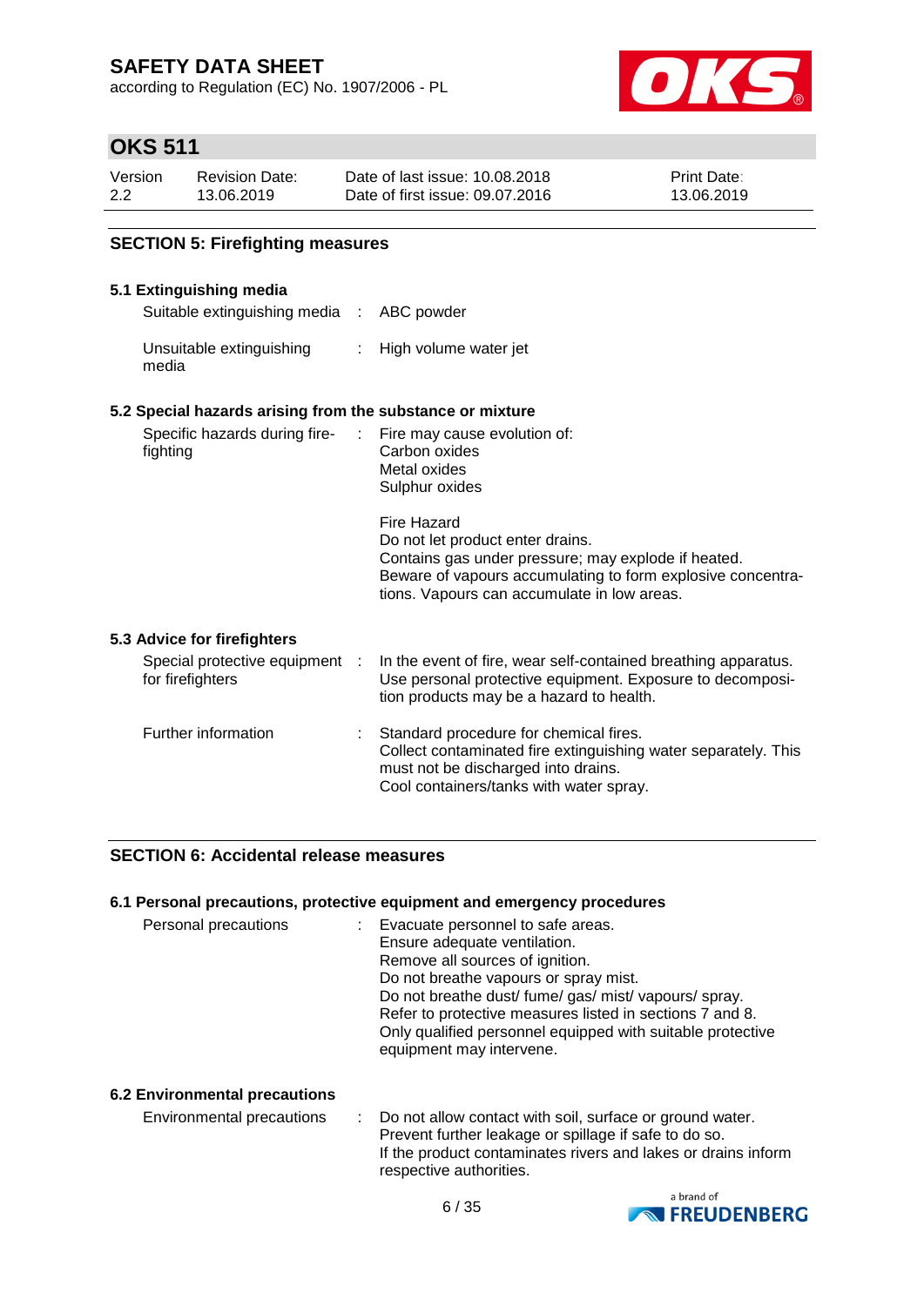## SECTION 5: Firefighting measures

### 5.1 Extinguishing media

| | | |
|---|---|---|
| Suitable extinguishing media | : | ABC powder |
| Unsuitable extinguishing media | : | High volume water jet |

### 5.2 Special hazards arising from the substance or mixture

| | | |
|---|---|---|
| Specific hazards during fire-fighting | : | Fire may cause evolution of:<br>Carbon oxides<br>Metal oxides<br>Sulphur oxides<br><br>Fire Hazard<br>Do not let product enter drains.<br>Contains gas under pressure; may explode if heated.<br>Beware of vapours accumulating to form explosive concentrations. Vapours can accumulate in low areas. |

### 5.3 Advice for firefighters

| | | |
|---|---|---|
| Special protective equipment for firefighters | : | In the event of fire, wear self-contained breathing apparatus.<br>Use personal protective equipment. Exposure to decomposition products may be a hazard to health. |
| Further information | : | Standard procedure for chemical fires.<br>Collect contaminated fire extinguishing water separately. This must not be discharged into drains.<br>Cool containers/tanks with water spray. |

## SECTION 6: Accidental release measures

### 6.1 Personal precautions, protective equipment and emergency procedures

| | | |
|---|---|---|
| Personal precautions | : | Evacuate personnel to safe areas.<br>Ensure adequate ventilation.<br>Remove all sources of ignition.<br>Do not breathe vapours or spray mist.<br>Do not breathe dust/ fume/ gas/ mist/ vapours/ spray.<br>Refer to protective measures listed in sections 7 and 8.<br>Only qualified personnel equipped with suitable protective equipment may intervene. |

### 6.2 Environmental precautions

| | | |
|---|---|---|
| Environmental precautions | : | Do not allow contact with soil, surface or ground water.<br>Prevent further leakage or spillage if safe to do so.<br>If the product contaminates rivers and lakes or drains inform respective authorities. |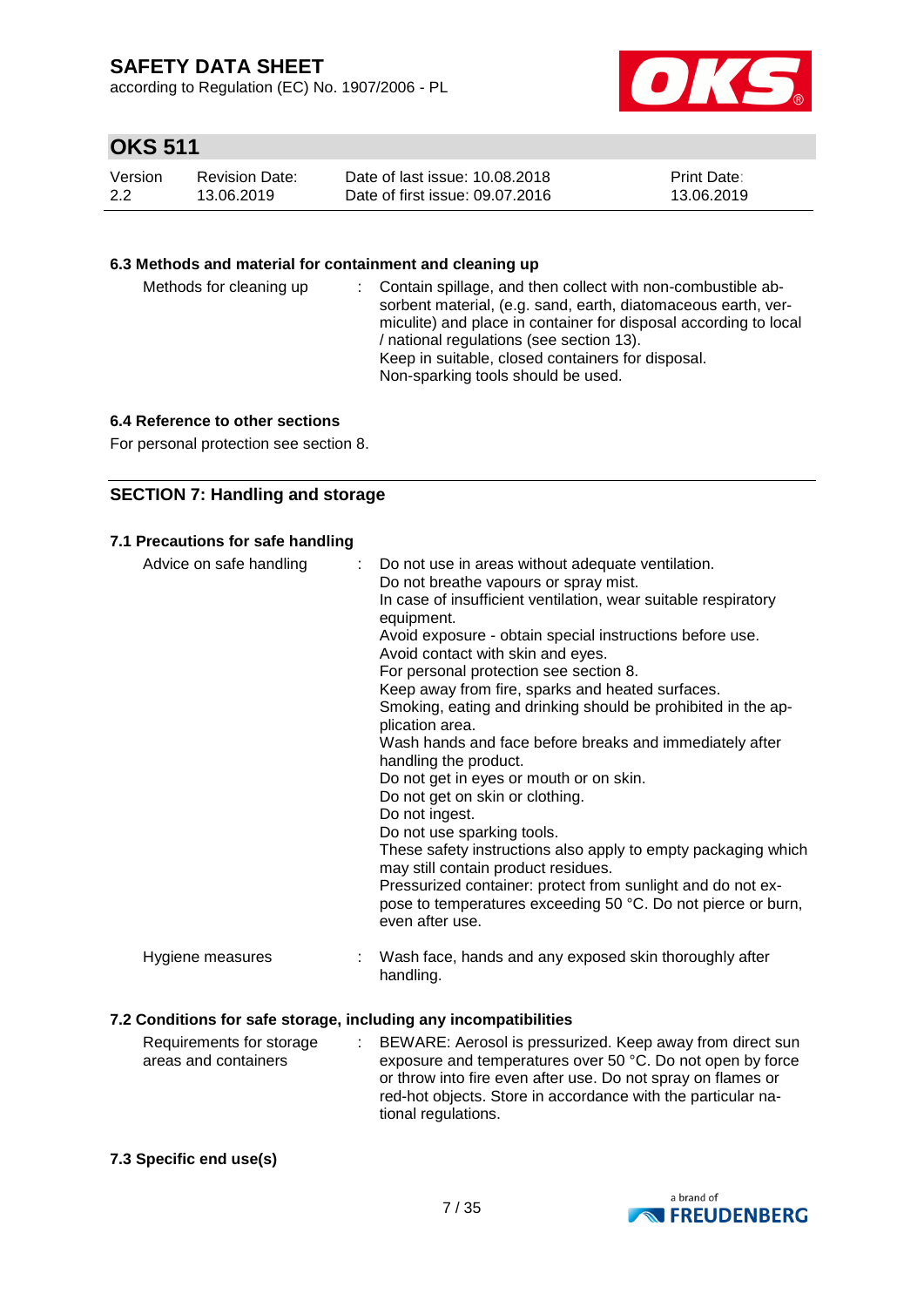### 6.3 Methods and material for containment and cleaning up

| | |
|---|---|
| Methods for cleaning up | : Contain spillage, and then collect with non-combustible absorbent material, (e.g. sand, earth, diatomaceous earth, vermiculite) and place in container for disposal according to local / national regulations (see section 13). Keep in suitable, closed containers for disposal. Non-sparking tools should be used. |

### 6.4 Reference to other sections

For personal protection see section 8.

## SECTION 7: Handling and storage

### 7.1 Precautions for safe handling

| | |
|---|---|
| Advice on safe handling | : Do not use in areas without adequate ventilation. Do not breathe vapours or spray mist. In case of insufficient ventilation, wear suitable respiratory equipment. Avoid exposure - obtain special instructions before use. Avoid contact with skin and eyes. For personal protection see section 8. Keep away from fire, sparks and heated surfaces. Smoking, eating and drinking should be prohibited in the application area. Wash hands and face before breaks and immediately after handling the product. Do not get in eyes or mouth or on skin. Do not get on skin or clothing. Do not ingest. Do not use sparking tools. These safety instructions also apply to empty packaging which may still contain product residues. Pressurized container: protect from sunlight and do not expose to temperatures exceeding 50 °C. Do not pierce or burn, even after use. |
| Hygiene measures | : Wash face, hands and any exposed skin thoroughly after handling. |

### 7.2 Conditions for safe storage, including any incompatibilities

| | |
|---|---|
| Requirements for storage areas and containers | : BEWARE: Aerosol is pressurized. Keep away from direct sun exposure and temperatures over 50 °C. Do not open by force or throw into fire even after use. Do not spray on flames or red-hot objects. Store in accordance with the particular national regulations. |

### 7.3 Specific end use(s)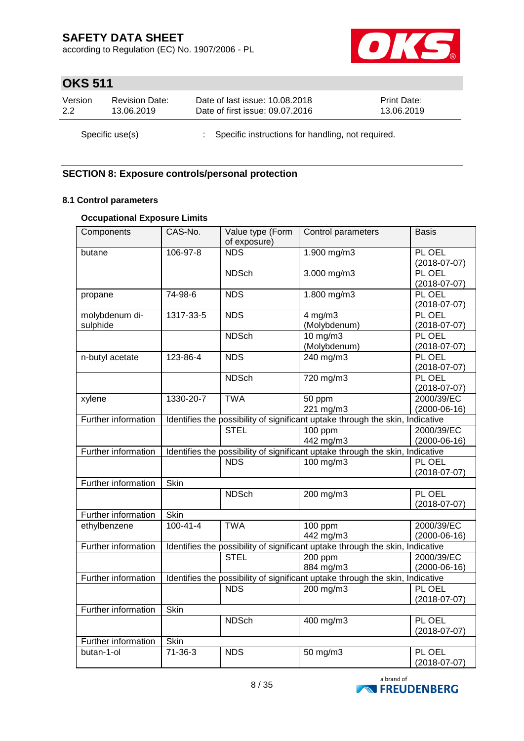Specific use(s) : Specific instructions for handling, not required.

## SECTION 8: Exposure controls/personal protection

### 8.1 Control parameters

#### Occupational Exposure Limits

| Components | CAS-No. | Value type (Form of exposure) | Control parameters | Basis |
|---|---|---|---|---|
| butane | 106-97-8 | NDS | 1.900 mg/m3 | PL OEL (2018-07-07) |
| | | NDSch | 3.000 mg/m3 | PL OEL (2018-07-07) |
| propane | 74-98-6 | NDS | 1.800 mg/m3 | PL OEL (2018-07-07) |
| molybdenum di-sulphide | 1317-33-5 | NDS | 4 mg/m3 (Molybdenum) | PL OEL (2018-07-07) |
| | | NDSch | 10 mg/m3 (Molybdenum) | PL OEL (2018-07-07) |
| n-butyl acetate | 123-86-4 | NDS | 240 mg/m3 | PL OEL (2018-07-07) |
| | | NDSch | 720 mg/m3 | PL OEL (2018-07-07) |
| xylene | 1330-20-7 | TWA | 50 ppm 221 mg/m3 | 2000/39/EC (2000-06-16) |
| Further information | Identifies the possibility of significant uptake through the skin, Indicative | | | |
| | | STEL | 100 ppm 442 mg/m3 | 2000/39/EC (2000-06-16) |
| Further information | Identifies the possibility of significant uptake through the skin, Indicative | | | |
| | | NDS | 100 mg/m3 | PL OEL (2018-07-07) |
| Further information | Skin | | | |
| | | NDSch | 200 mg/m3 | PL OEL (2018-07-07) |
| Further information | Skin | | | |
| ethylbenzene | 100-41-4 | TWA | 100 ppm 442 mg/m3 | 2000/39/EC (2000-06-16) |
| Further information | Identifies the possibility of significant uptake through the skin, Indicative | | | |
| | | STEL | 200 ppm 884 mg/m3 | 2000/39/EC (2000-06-16) |
| Further information | Identifies the possibility of significant uptake through the skin, Indicative | | | |
| | | NDS | 200 mg/m3 | PL OEL (2018-07-07) |
| Further information | Skin | | | |
| | | NDSch | 400 mg/m3 | PL OEL (2018-07-07) |
| Further information | Skin | | | |
| butan-1-ol | 71-36-3 | NDS | 50 mg/m3 | PL OEL (2018-07-07) |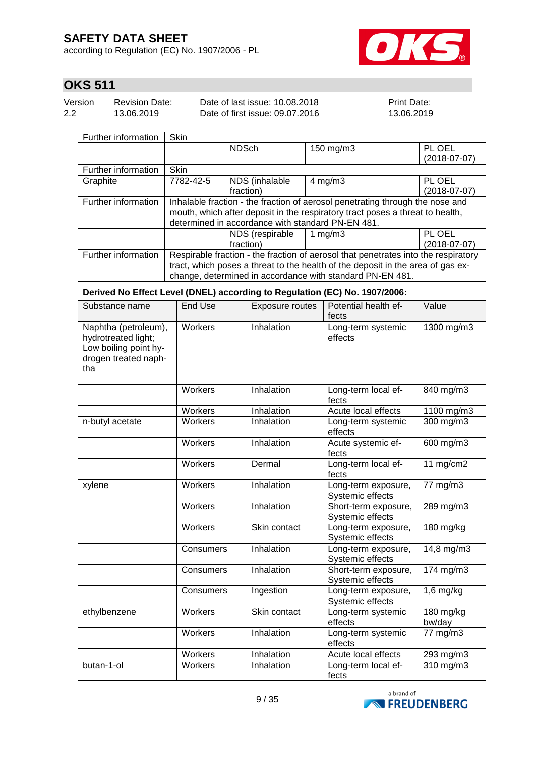| | | | | |
|---|---|---|---|---|
| Further information | Skin | | | |
| | | NDSch | 150 mg/m3 | PL OEL (2018-07-07) |
| Further information | Skin | | | |
| Graphite | 7782-42-5 | NDS (inhalable fraction) | 4 mg/m3 | PL OEL (2018-07-07) |
| Further information | Inhalable fraction - the fraction of aerosol penetrating through the nose and mouth, which after deposit in the respiratory tract poses a threat to health, determined in accordance with standard PN-EN 481. | | | |
| | | NDS (respirable fraction) | 1 mg/m3 | PL OEL (2018-07-07) |
| Further information | Respirable fraction - the fraction of aerosol that penetrates into the respiratory tract, which poses a threat to the health of the deposit in the area of gas exchange, determined in accordance with standard PN-EN 481. | | | |

**Derived No Effect Level (DNEL) according to Regulation (EC) No. 1907/2006:**

| Substance name | End Use | Exposure routes | Potential health effects | Value |
|---|---|---|---|---|
| Naphtha (petroleum), hydrotreated light; Low boiling point hydrogen treated naphtha | Workers | Inhalation | Long-term systemic effects | 1300 mg/m3 |
| | Workers | Inhalation | Long-term local effects | 840 mg/m3 |
| | Workers | Inhalation | Acute local effects | 1100 mg/m3 |
| n-butyl acetate | Workers | Inhalation | Long-term systemic effects | 300 mg/m3 |
| | Workers | Inhalation | Acute systemic effects | 600 mg/m3 |
| | Workers | Dermal | Long-term local effects | 11 mg/cm2 |
| xylene | Workers | Inhalation | Long-term exposure, Systemic effects | 77 mg/m3 |
| | Workers | Inhalation | Short-term exposure, Systemic effects | 289 mg/m3 |
| | Workers | Skin contact | Long-term exposure, Systemic effects | 180 mg/kg |
| | Consumers | Inhalation | Long-term exposure, Systemic effects | 14,8 mg/m3 |
| | Consumers | Inhalation | Short-term exposure, Systemic effects | 174 mg/m3 |
| | Consumers | Ingestion | Long-term exposure, Systemic effects | 1,6 mg/kg |
| ethylbenzene | Workers | Skin contact | Long-term systemic effects | 180 mg/kg bw/day |
| | Workers | Inhalation | Long-term systemic effects | 77 mg/m3 |
| | Workers | Inhalation | Acute local effects | 293 mg/m3 |
| butan-1-ol | Workers | Inhalation | Long-term local effects | 310 mg/m3 |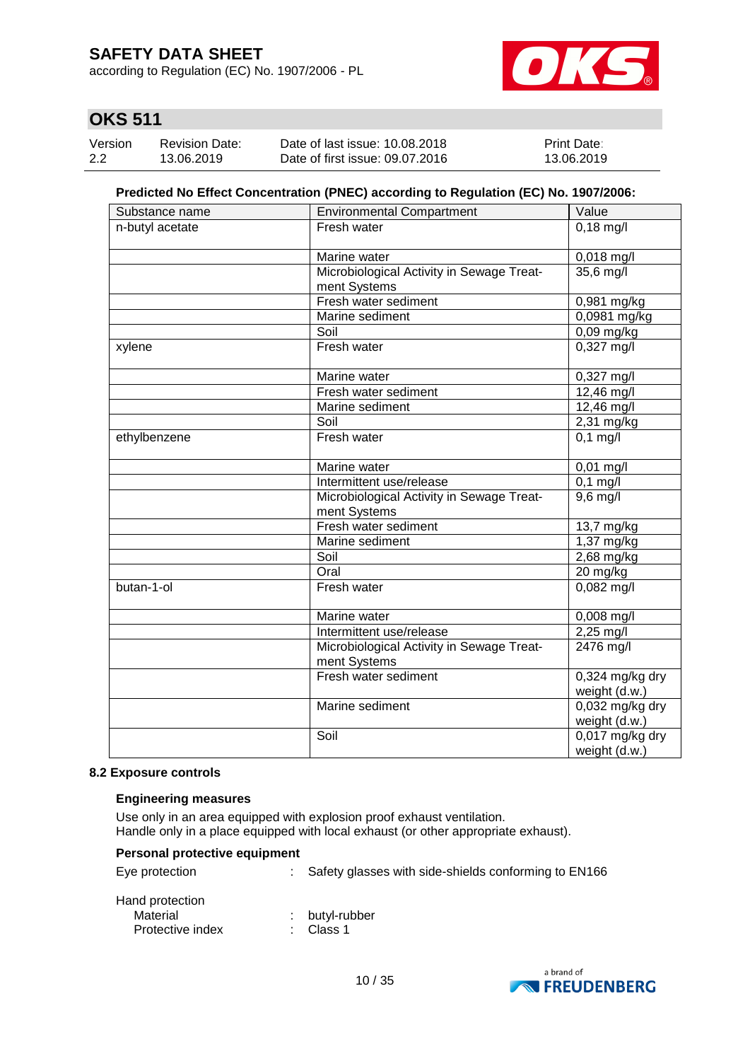**Predicted No Effect Concentration (PNEC) according to Regulation (EC) No. 1907/2006:**

| Substance name | Environmental Compartment | Value |
|---|---|---|
| n-butyl acetate | Fresh water | 0,18 mg/l |
| | Marine water | 0,018 mg/l |
| | Microbiological Activity in Sewage Treatment Systems | 35,6 mg/l |
| | Fresh water sediment | 0,981 mg/kg |
| | Marine sediment | 0,0981 mg/kg |
| | Soil | 0,09 mg/kg |
| xylene | Fresh water | 0,327 mg/l |
| | Marine water | 0,327 mg/l |
| | Fresh water sediment | 12,46 mg/l |
| | Marine sediment | 12,46 mg/l |
| | Soil | 2,31 mg/kg |
| ethylbenzene | Fresh water | 0,1 mg/l |
| | Marine water | 0,01 mg/l |
| | Intermittent use/release | 0,1 mg/l |
| | Microbiological Activity in Sewage Treatment Systems | 9,6 mg/l |
| | Fresh water sediment | 13,7 mg/kg |
| | Marine sediment | 1,37 mg/kg |
| | Soil | 2,68 mg/kg |
| | Oral | 20 mg/kg |
| butan-1-ol | Fresh water | 0,082 mg/l |
| | Marine water | 0,008 mg/l |
| | Intermittent use/release | 2,25 mg/l |
| | Microbiological Activity in Sewage Treatment Systems | 2476 mg/l |
| | Fresh water sediment | 0,324 mg/kg dry weight (d.w.) |
| | Marine sediment | 0,032 mg/kg dry weight (d.w.) |
| | Soil | 0,017 mg/kg dry weight (d.w.) |

### 8.2 Exposure controls

**Engineering measures**

Use only in an area equipped with explosion proof exhaust ventilation.
Handle only in a place equipped with local exhaust (or other appropriate exhaust).

**Personal protective equipment**

Eye protection : Safety glasses with side-shields conforming to EN166

Hand protection
- Material : butyl-rubber
- Protective index : Class 1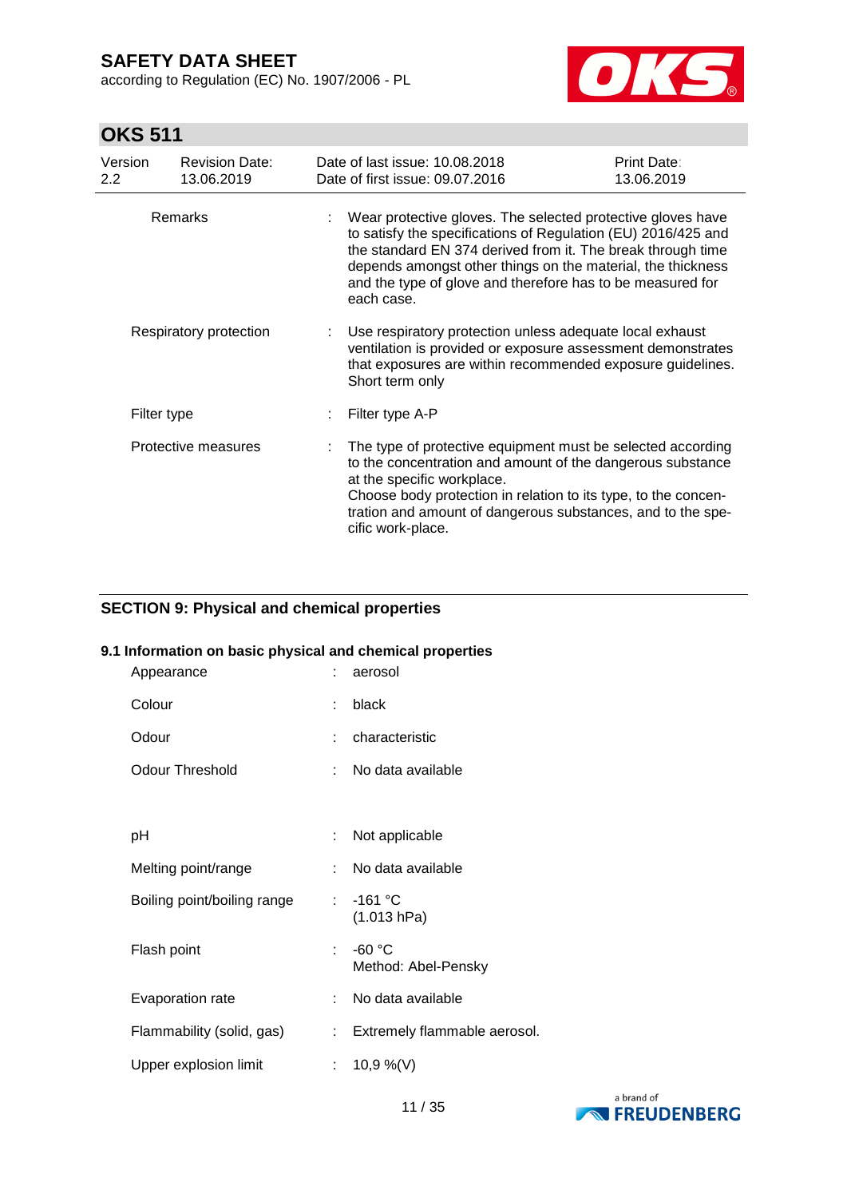| | | |
|---|---|---|
| Remarks | : | Wear protective gloves. The selected protective gloves have to satisfy the specifications of Regulation (EU) 2016/425 and the standard EN 374 derived from it. The break through time depends amongst other things on the material, the thickness and the type of glove and therefore has to be measured for each case. |
| Respiratory protection | : | Use respiratory protection unless adequate local exhaust ventilation is provided or exposure assessment demonstrates that exposures are within recommended exposure guidelines. Short term only |
| Filter type | : | Filter type A-P |
| Protective measures | : | The type of protective equipment must be selected according to the concentration and amount of the dangerous substance at the specific workplace.<br>Choose body protection in relation to its type, to the concentration and amount of dangerous substances, and to the specific work-place. |

## SECTION 9: Physical and chemical properties

### 9.1 Information on basic physical and chemical properties

| | | |
|---|---|---|
| Appearance | : | aerosol |
| Colour | : | black |
| Odour | : | characteristic |
| Odour Threshold | : | No data available |
| pH | : | Not applicable |
| Melting point/range | : | No data available |
| Boiling point/boiling range | : | -161 °C<br>(1.013 hPa) |
| Flash point | : | -60 °C<br>Method: Abel-Pensky |
| Evaporation rate | : | No data available |
| Flammability (solid, gas) | : | Extremely flammable aerosol. |
| Upper explosion limit | : | 10,9 %(V) |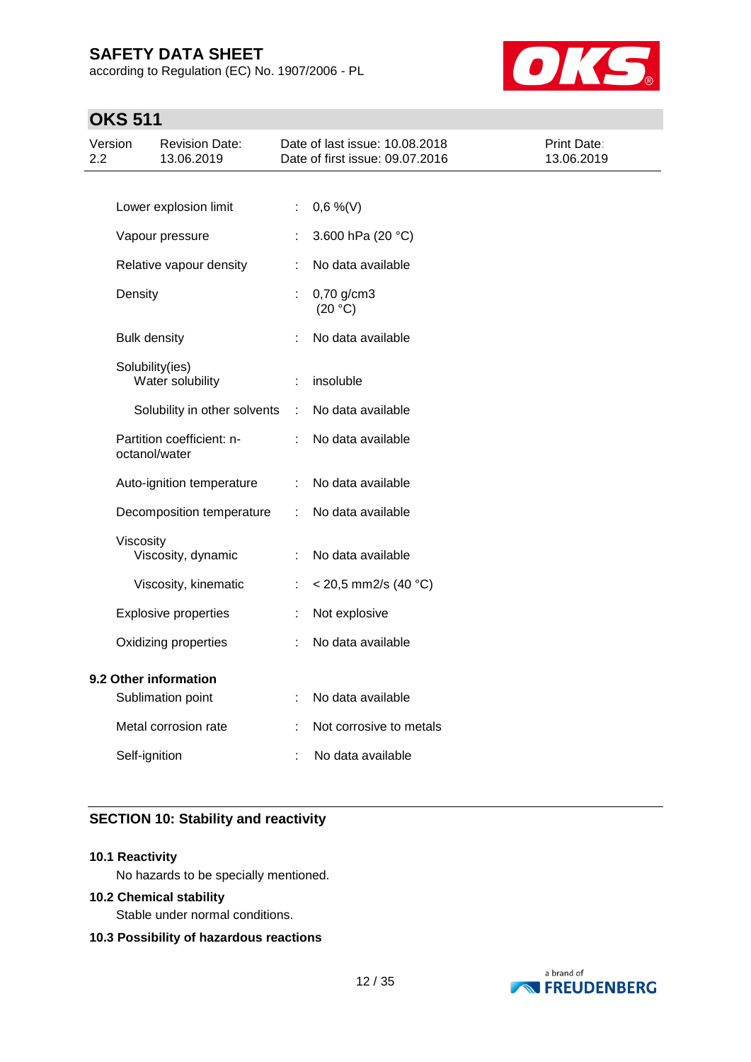| | | |
|---|---|---|
| Lower explosion limit | : | 0,6 %(V) |
| Vapour pressure | : | 3.600 hPa (20 °C) |
| Relative vapour density | : | No data available |
| Density | : | 0,70 g/cm3 (20 °C) |
| Bulk density | : | No data available |
| Solubility(ies) | | |
| Water solubility | : | insoluble |
| Solubility in other solvents | : | No data available |
| Partition coefficient: n-octanol/water | : | No data available |
| Auto-ignition temperature | : | No data available |
| Decomposition temperature | : | No data available |
| Viscosity | | |
| Viscosity, dynamic | : | No data available |
| Viscosity, kinematic | : | < 20,5 mm2/s (40 °C) |
| Explosive properties | : | Not explosive |
| Oxidizing properties | : | No data available |

**9.2 Other information**

| | | |
|---|---|---|
| Sublimation point | : | No data available |
| Metal corrosion rate | : | Not corrosive to metals |
| Self-ignition | : | No data available |

## SECTION 10: Stability and reactivity

**10.1 Reactivity**

No hazards to be specially mentioned.

**10.2 Chemical stability**

Stable under normal conditions.

**10.3 Possibility of hazardous reactions**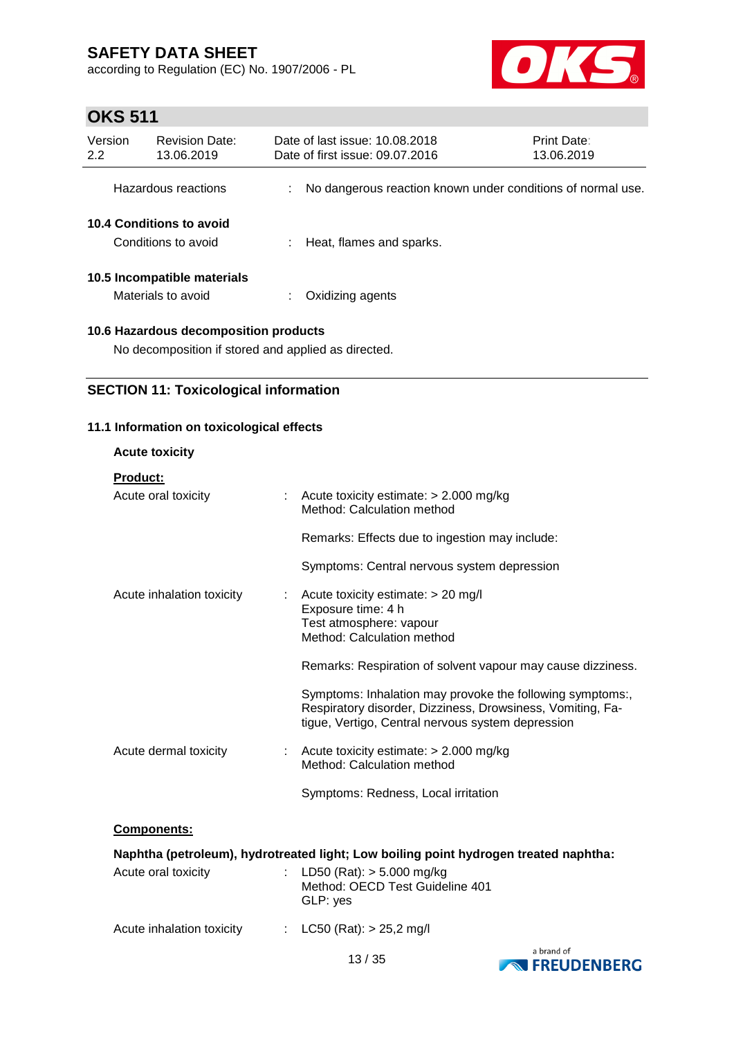| | | |
|---|---|---|
| Hazardous reactions | : | No dangerous reaction known under conditions of normal use. |

**10.4 Conditions to avoid**

| | | |
|---|---|---|
| Conditions to avoid | : | Heat, flames and sparks. |

**10.5 Incompatible materials**

| | | |
|---|---|---|
| Materials to avoid | : | Oxidizing agents |

**10.6 Hazardous decomposition products**

No decomposition if stored and applied as directed.

## SECTION 11: Toxicological information

**11.1 Information on toxicological effects**

**Acute toxicity**

**Product:**

| | | |
|---|---|---|
| Acute oral toxicity | : | Acute toxicity estimate: > 2.000 mg/kg<br>Method: Calculation method<br><br>Remarks: Effects due to ingestion may include:<br><br>Symptoms: Central nervous system depression |
| Acute inhalation toxicity | : | Acute toxicity estimate: > 20 mg/l<br>Exposure time: 4 h<br>Test atmosphere: vapour<br>Method: Calculation method<br><br>Remarks: Respiration of solvent vapour may cause dizziness.<br><br>Symptoms: Inhalation may provoke the following symptoms:, Respiratory disorder, Dizziness, Drowsiness, Vomiting, Fatigue, Vertigo, Central nervous system depression |
| Acute dermal toxicity | : | Acute toxicity estimate: > 2.000 mg/kg<br>Method: Calculation method<br><br>Symptoms: Redness, Local irritation |

**Components:**

**Naphtha (petroleum), hydrotreated light; Low boiling point hydrogen treated naphtha:**

| | | |
|---|---|---|
| Acute oral toxicity | : | LD50 (Rat): > 5.000 mg/kg<br>Method: OECD Test Guideline 401<br>GLP: yes |
| Acute inhalation toxicity | : | LC50 (Rat): > 25,2 mg/l |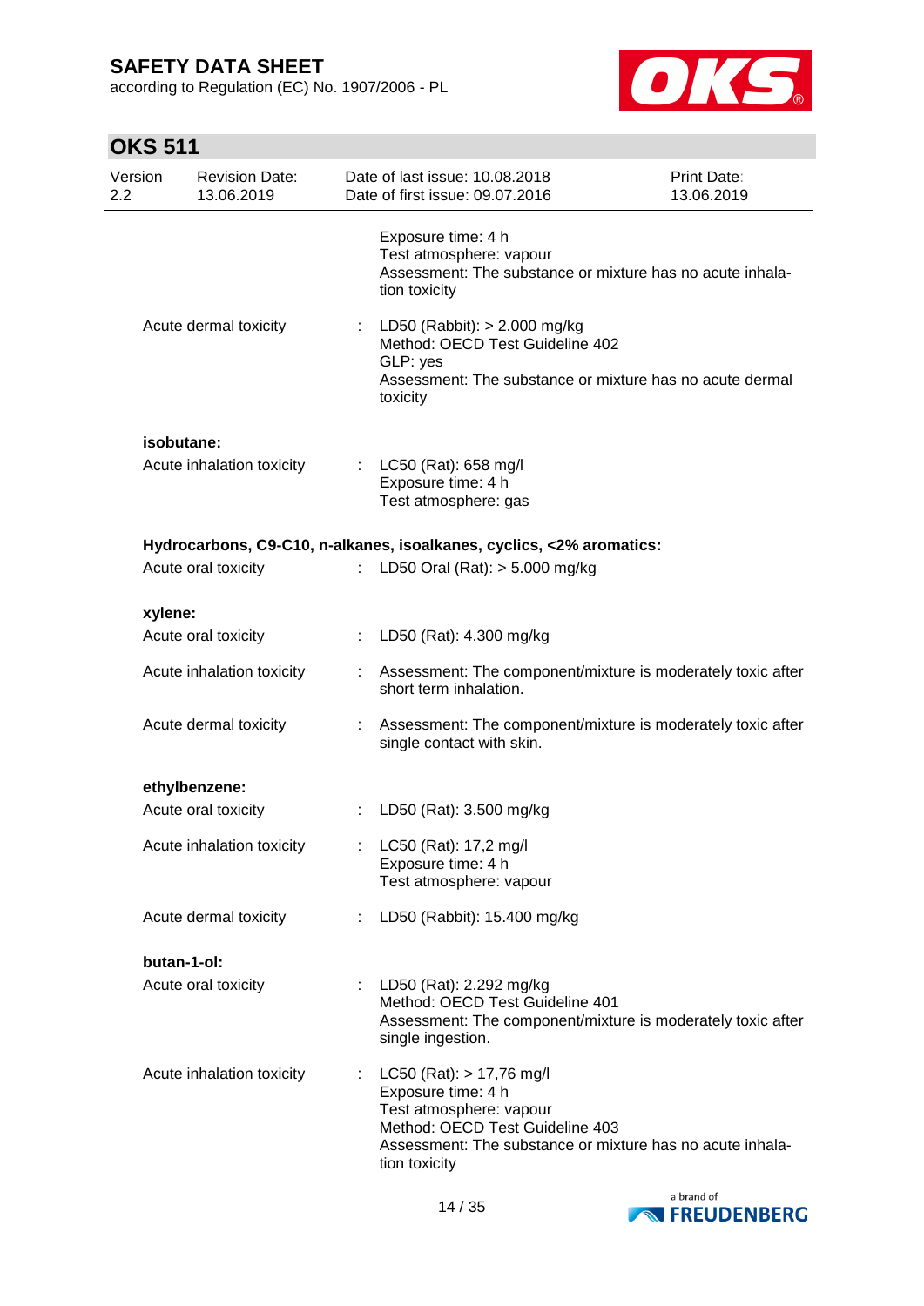Exposure time: 4 h
Test atmosphere: vapour
Assessment: The substance or mixture has no acute inhalation toxicity

Acute dermal toxicity : LD50 (Rabbit): > 2.000 mg/kg
Method: OECD Test Guideline 402
GLP: yes
Assessment: The substance or mixture has no acute dermal toxicity

**isobutane:**

Acute inhalation toxicity : LC50 (Rat): 658 mg/l
Exposure time: 4 h
Test atmosphere: gas

**Hydrocarbons, C9-C10, n-alkanes, isoalkanes, cyclics, <2% aromatics:**

Acute oral toxicity : LD50 Oral (Rat): > 5.000 mg/kg

**xylene:**

Acute oral toxicity : LD50 (Rat): 4.300 mg/kg

Acute inhalation toxicity : Assessment: The component/mixture is moderately toxic after short term inhalation.

Acute dermal toxicity : Assessment: The component/mixture is moderately toxic after single contact with skin.

**ethylbenzene:**

Acute oral toxicity : LD50 (Rat): 3.500 mg/kg

Acute inhalation toxicity : LC50 (Rat): 17,2 mg/l
Exposure time: 4 h
Test atmosphere: vapour

Acute dermal toxicity : LD50 (Rabbit): 15.400 mg/kg

**butan-1-ol:**

Acute oral toxicity : LD50 (Rat): 2.292 mg/kg
Method: OECD Test Guideline 401
Assessment: The component/mixture is moderately toxic after single ingestion.

Acute inhalation toxicity : LC50 (Rat): > 17,76 mg/l
Exposure time: 4 h
Test atmosphere: vapour
Method: OECD Test Guideline 403
Assessment: The substance or mixture has no acute inhalation toxicity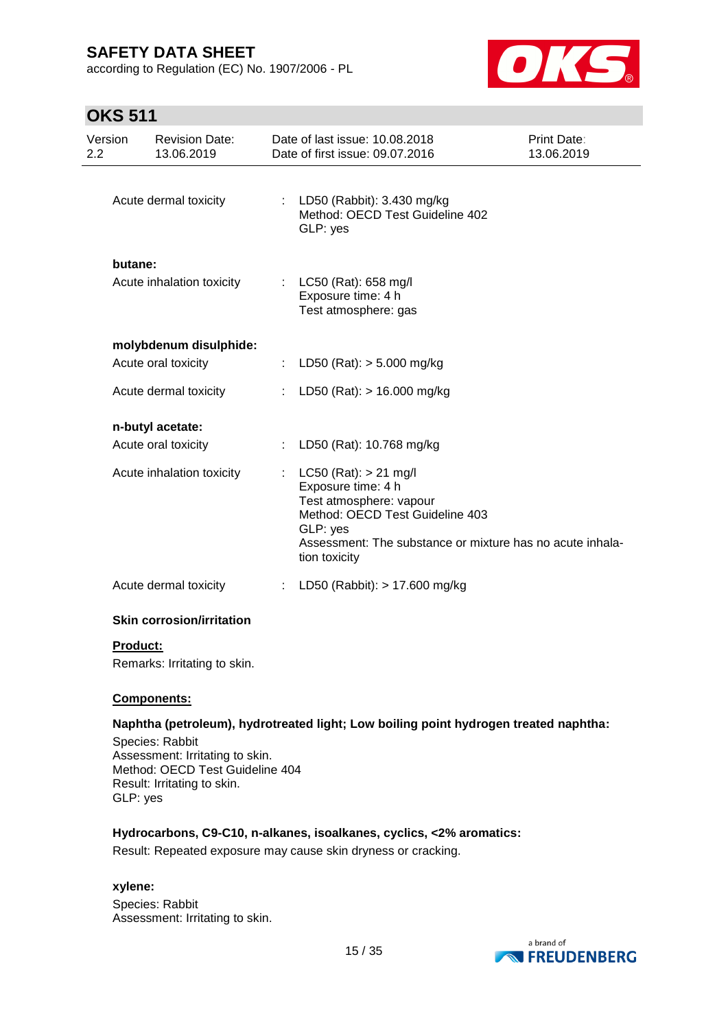Acute dermal toxicity : LD50 (Rabbit): 3.430 mg/kg
Method: OECD Test Guideline 402
GLP: yes

**butane:**

Acute inhalation toxicity : LC50 (Rat): 658 mg/l
Exposure time: 4 h
Test atmosphere: gas

**molybdenum disulphide:**

Acute oral toxicity : LD50 (Rat): > 5.000 mg/kg

Acute dermal toxicity : LD50 (Rat): > 16.000 mg/kg

**n-butyl acetate:**

Acute oral toxicity : LD50 (Rat): 10.768 mg/kg

Acute inhalation toxicity : LC50 (Rat): > 21 mg/l
Exposure time: 4 h
Test atmosphere: vapour
Method: OECD Test Guideline 403
GLP: yes
Assessment: The substance or mixture has no acute inhalation toxicity

Acute dermal toxicity : LD50 (Rabbit): > 17.600 mg/kg

**Skin corrosion/irritation**

**Product:**

Remarks: Irritating to skin.

**Components:**

**Naphtha (petroleum), hydrotreated light; Low boiling point hydrogen treated naphtha:**

Species: Rabbit
Assessment: Irritating to skin.
Method: OECD Test Guideline 404
Result: Irritating to skin.
GLP: yes

**Hydrocarbons, C9-C10, n-alkanes, isoalkanes, cyclics, <2% aromatics:**

Result: Repeated exposure may cause skin dryness or cracking.

**xylene:**

Species: Rabbit
Assessment: Irritating to skin.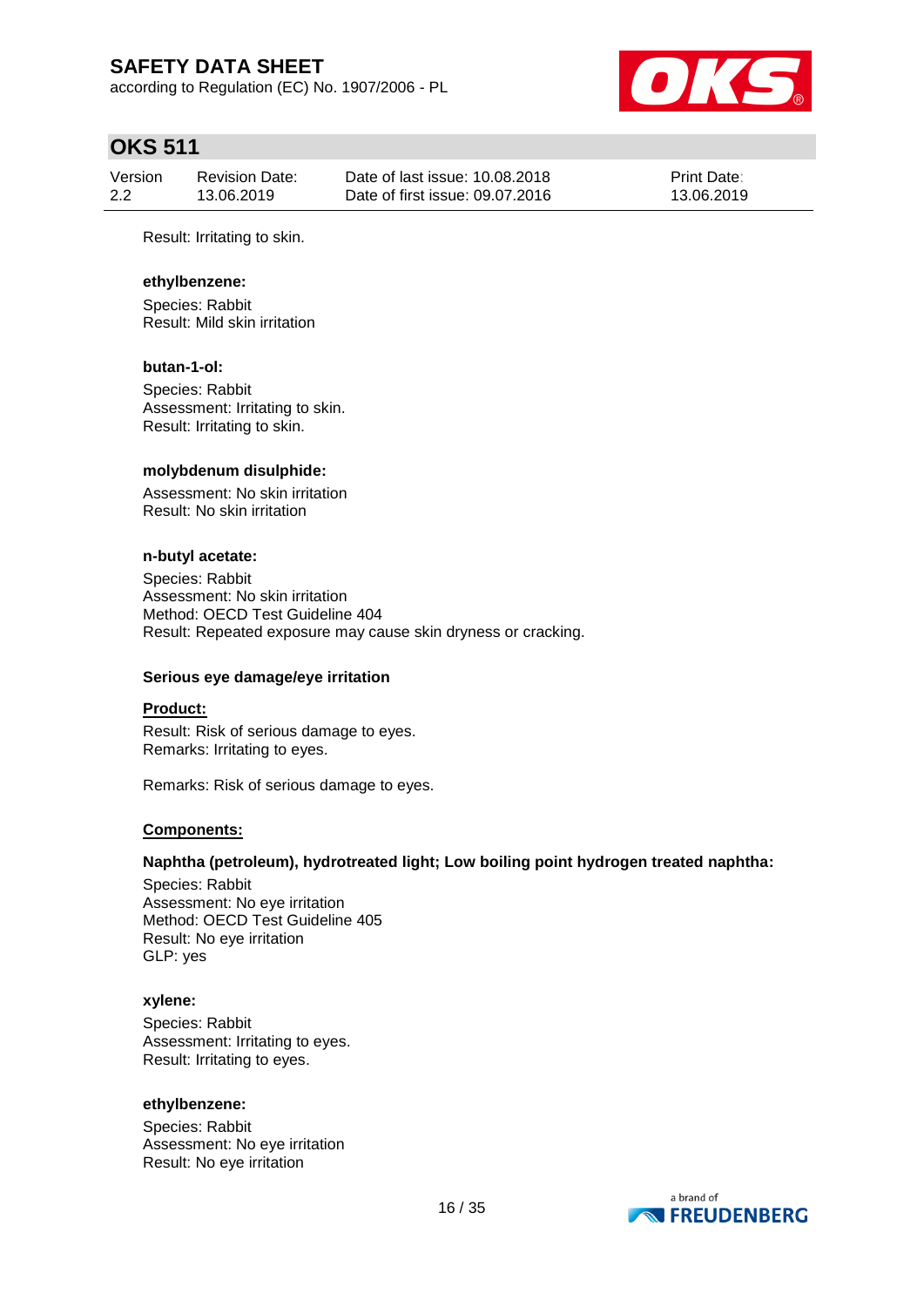Result: Irritating to skin.

**ethylbenzene:**

Species: Rabbit
Result: Mild skin irritation

**butan-1-ol:**

Species: Rabbit
Assessment: Irritating to skin.
Result: Irritating to skin.

**molybdenum disulphide:**

Assessment: No skin irritation
Result: No skin irritation

**n-butyl acetate:**

Species: Rabbit
Assessment: No skin irritation
Method: OECD Test Guideline 404
Result: Repeated exposure may cause skin dryness or cracking.

**Serious eye damage/eye irritation**

**Product:**

Result: Risk of serious damage to eyes.
Remarks: Irritating to eyes.

Remarks: Risk of serious damage to eyes.

**Components:**

**Naphtha (petroleum), hydrotreated light; Low boiling point hydrogen treated naphtha:**

Species: Rabbit
Assessment: No eye irritation
Method: OECD Test Guideline 405
Result: No eye irritation
GLP: yes

**xylene:**

Species: Rabbit
Assessment: Irritating to eyes.
Result: Irritating to eyes.

**ethylbenzene:**

Species: Rabbit
Assessment: No eye irritation
Result: No eye irritation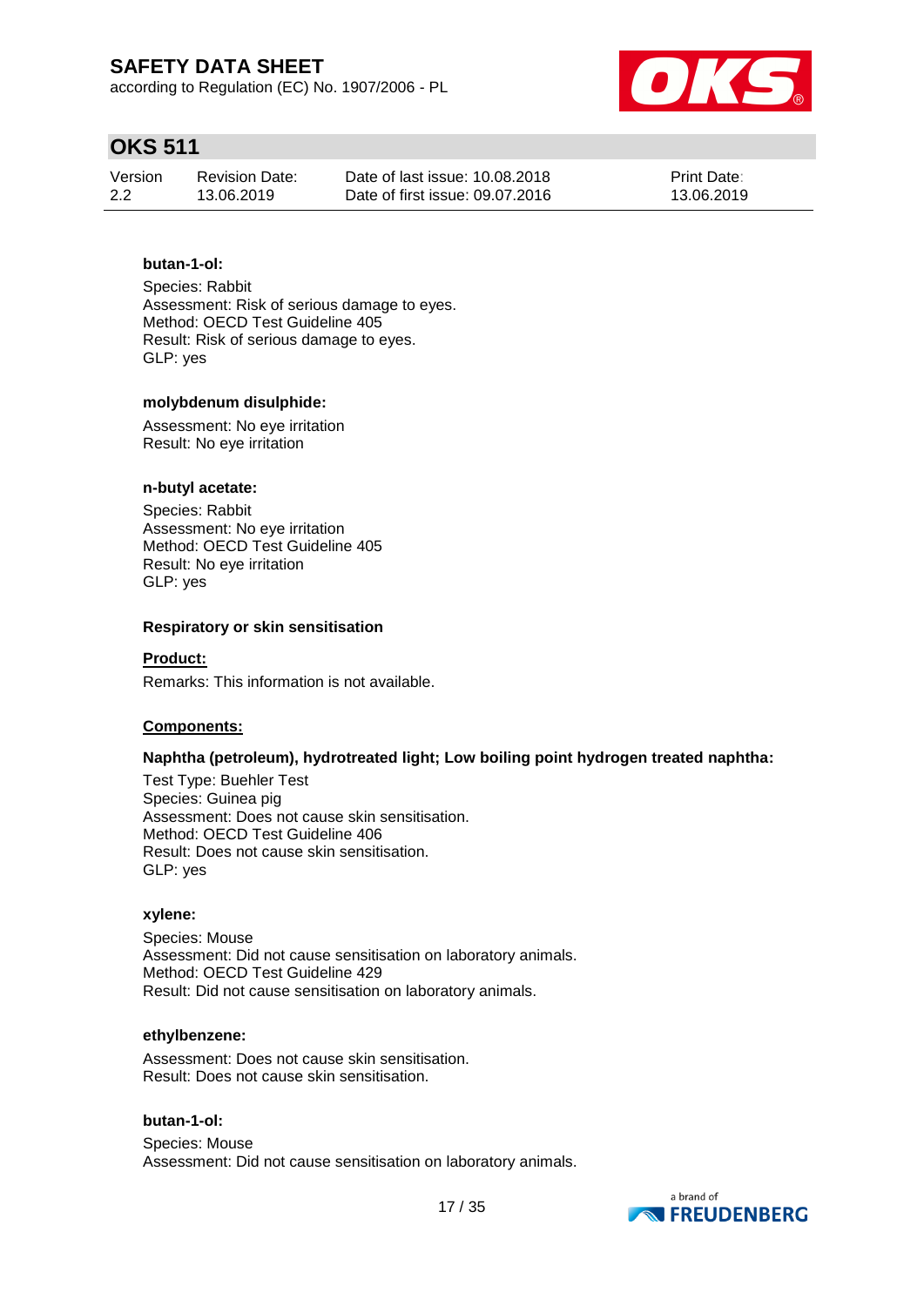**butan-1-ol:**

Species: Rabbit
Assessment: Risk of serious damage to eyes.
Method: OECD Test Guideline 405
Result: Risk of serious damage to eyes.
GLP: yes

**molybdenum disulphide:**

Assessment: No eye irritation
Result: No eye irritation

**n-butyl acetate:**

Species: Rabbit
Assessment: No eye irritation
Method: OECD Test Guideline 405
Result: No eye irritation
GLP: yes

**Respiratory or skin sensitisation**

**Product:**

Remarks: This information is not available.

**Components:**

**Naphtha (petroleum), hydrotreated light; Low boiling point hydrogen treated naphtha:**

Test Type: Buehler Test
Species: Guinea pig
Assessment: Does not cause skin sensitisation.
Method: OECD Test Guideline 406
Result: Does not cause skin sensitisation.
GLP: yes

**xylene:**

Species: Mouse
Assessment: Did not cause sensitisation on laboratory animals.
Method: OECD Test Guideline 429
Result: Did not cause sensitisation on laboratory animals.

**ethylbenzene:**

Assessment: Does not cause skin sensitisation.
Result: Does not cause skin sensitisation.

**butan-1-ol:**

Species: Mouse
Assessment: Did not cause sensitisation on laboratory animals.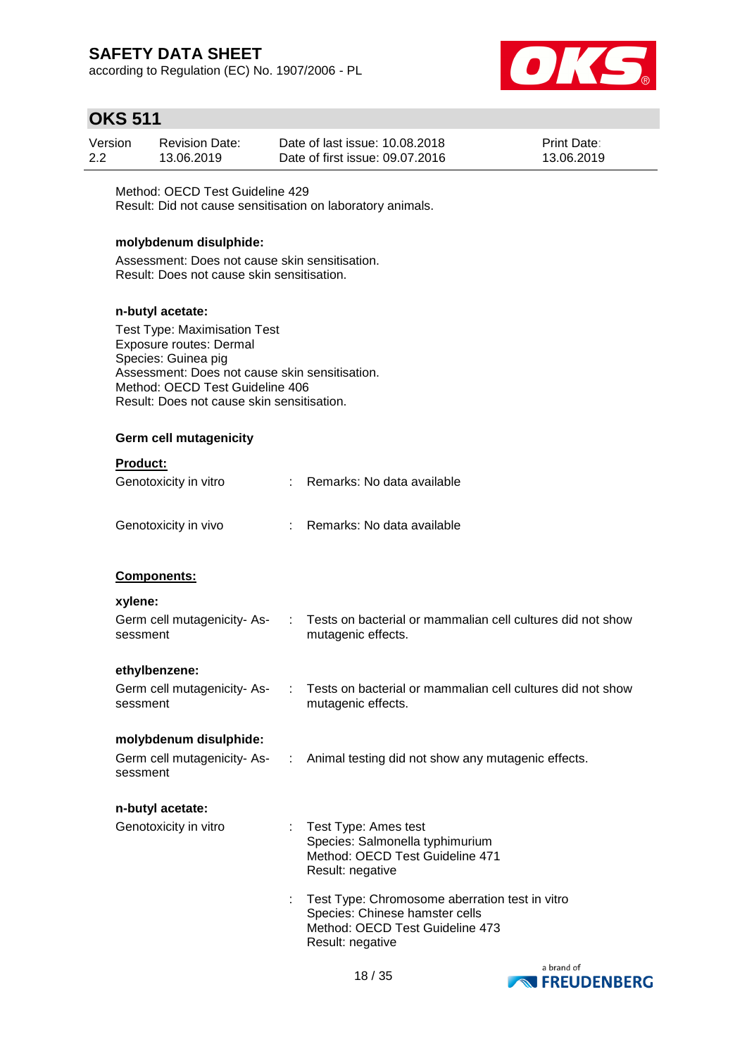Method: OECD Test Guideline 429
Result: Did not cause sensitisation on laboratory animals.

**molybdenum disulphide:**

Assessment: Does not cause skin sensitisation.
Result: Does not cause skin sensitisation.

**n-butyl acetate:**

Test Type: Maximisation Test
Exposure routes: Dermal
Species: Guinea pig
Assessment: Does not cause skin sensitisation.
Method: OECD Test Guideline 406
Result: Does not cause skin sensitisation.

**Germ cell mutagenicity**

**Product:**

Genotoxicity in vitro : Remarks: No data available

Genotoxicity in vivo : Remarks: No data available

**Components:**

**xylene:**

Germ cell mutagenicity- Assessment : Tests on bacterial or mammalian cell cultures did not show mutagenic effects.

**ethylbenzene:**

Germ cell mutagenicity- Assessment : Tests on bacterial or mammalian cell cultures did not show mutagenic effects.

**molybdenum disulphide:**

Germ cell mutagenicity- Assessment : Animal testing did not show any mutagenic effects.

**n-butyl acetate:**

Genotoxicity in vitro : Test Type: Ames test
Species: Salmonella typhimurium
Method: OECD Test Guideline 471
Result: negative

: Test Type: Chromosome aberration test in vitro
Species: Chinese hamster cells
Method: OECD Test Guideline 473
Result: negative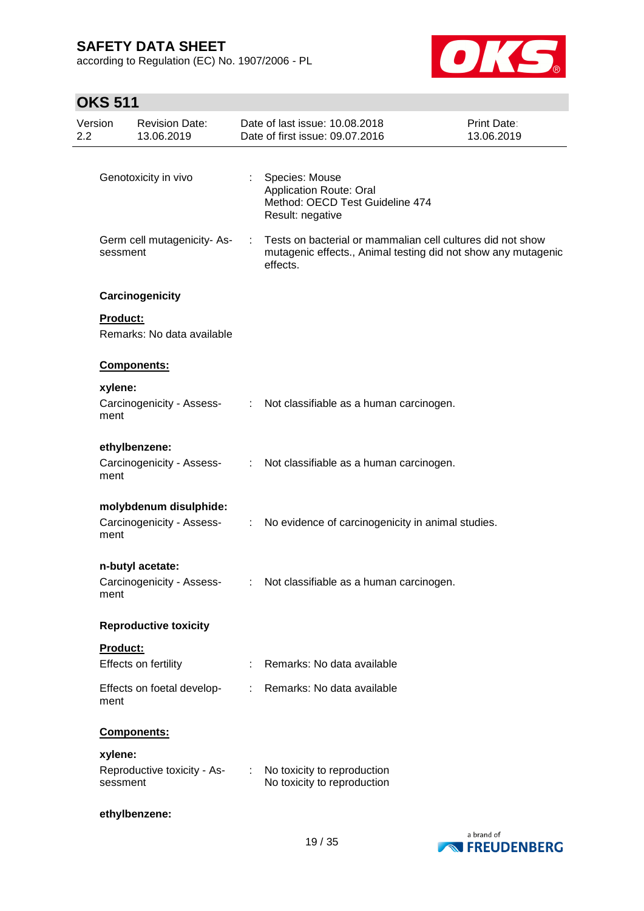Genotoxicity in vivo : Species: Mouse
Application Route: Oral
Method: OECD Test Guideline 474
Result: negative

Germ cell mutagenicity- Assessment : Tests on bacterial or mammalian cell cultures did not show mutagenic effects., Animal testing did not show any mutagenic effects.

**Carcinogenicity**

**Product:**

Remarks: No data available

**Components:**

**xylene:**

Carcinogenicity - Assessment : Not classifiable as a human carcinogen.

**ethylbenzene:**

Carcinogenicity - Assessment : Not classifiable as a human carcinogen.

**molybdenum disulphide:**

Carcinogenicity - Assessment : No evidence of carcinogenicity in animal studies.

**n-butyl acetate:**

Carcinogenicity - Assessment : Not classifiable as a human carcinogen.

**Reproductive toxicity**

**Product:**

Effects on fertility : Remarks: No data available

Effects on foetal development : Remarks: No data available

**Components:**

**xylene:**

Reproductive toxicity - Assessment : No toxicity to reproduction
No toxicity to reproduction

**ethylbenzene:**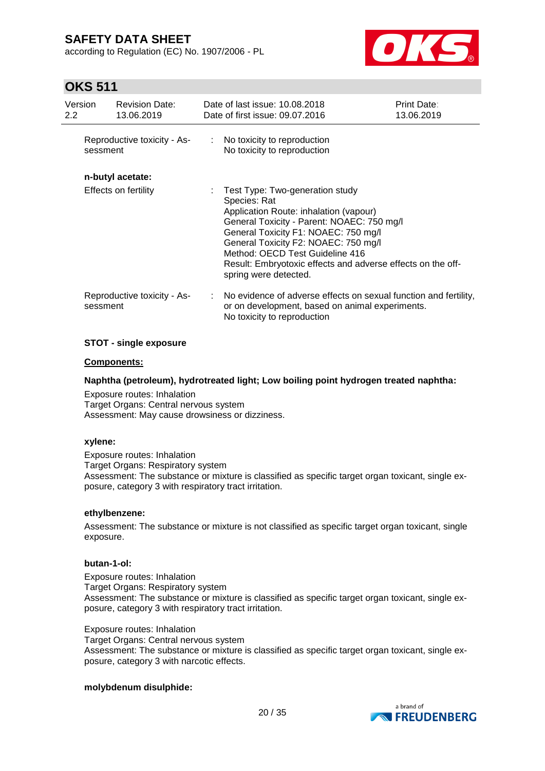| | | |
|---|---|---|
| Reproductive toxicity - Assessment | : | No toxicity to reproduction<br>No toxicity to reproduction |

**n-butyl acetate:**

| | | |
|---|---|---|
| Effects on fertility | : | Test Type: Two-generation study<br>Species: Rat<br>Application Route: inhalation (vapour)<br>General Toxicity - Parent: NOAEC: 750 mg/l<br>General Toxicity F1: NOAEC: 750 mg/l<br>General Toxicity F2: NOAEC: 750 mg/l<br>Method: OECD Test Guideline 416<br>Result: Embryotoxic effects and adverse effects on the off-spring were detected. |
| Reproductive toxicity - Assessment | : | No evidence of adverse effects on sexual function and fertility, or on development, based on animal experiments.<br>No toxicity to reproduction |

**STOT - single exposure**

**Components:**

**Naphtha (petroleum), hydrotreated light; Low boiling point hydrogen treated naphtha:**

Exposure routes: Inhalation
Target Organs: Central nervous system
Assessment: May cause drowsiness or dizziness.

**xylene:**

Exposure routes: Inhalation
Target Organs: Respiratory system
Assessment: The substance or mixture is classified as specific target organ toxicant, single exposure, category 3 with respiratory tract irritation.

**ethylbenzene:**

Assessment: The substance or mixture is not classified as specific target organ toxicant, single exposure.

**butan-1-ol:**

Exposure routes: Inhalation
Target Organs: Respiratory system
Assessment: The substance or mixture is classified as specific target organ toxicant, single exposure, category 3 with respiratory tract irritation.

Exposure routes: Inhalation
Target Organs: Central nervous system
Assessment: The substance or mixture is classified as specific target organ toxicant, single exposure, category 3 with narcotic effects.

**molybdenum disulphide:**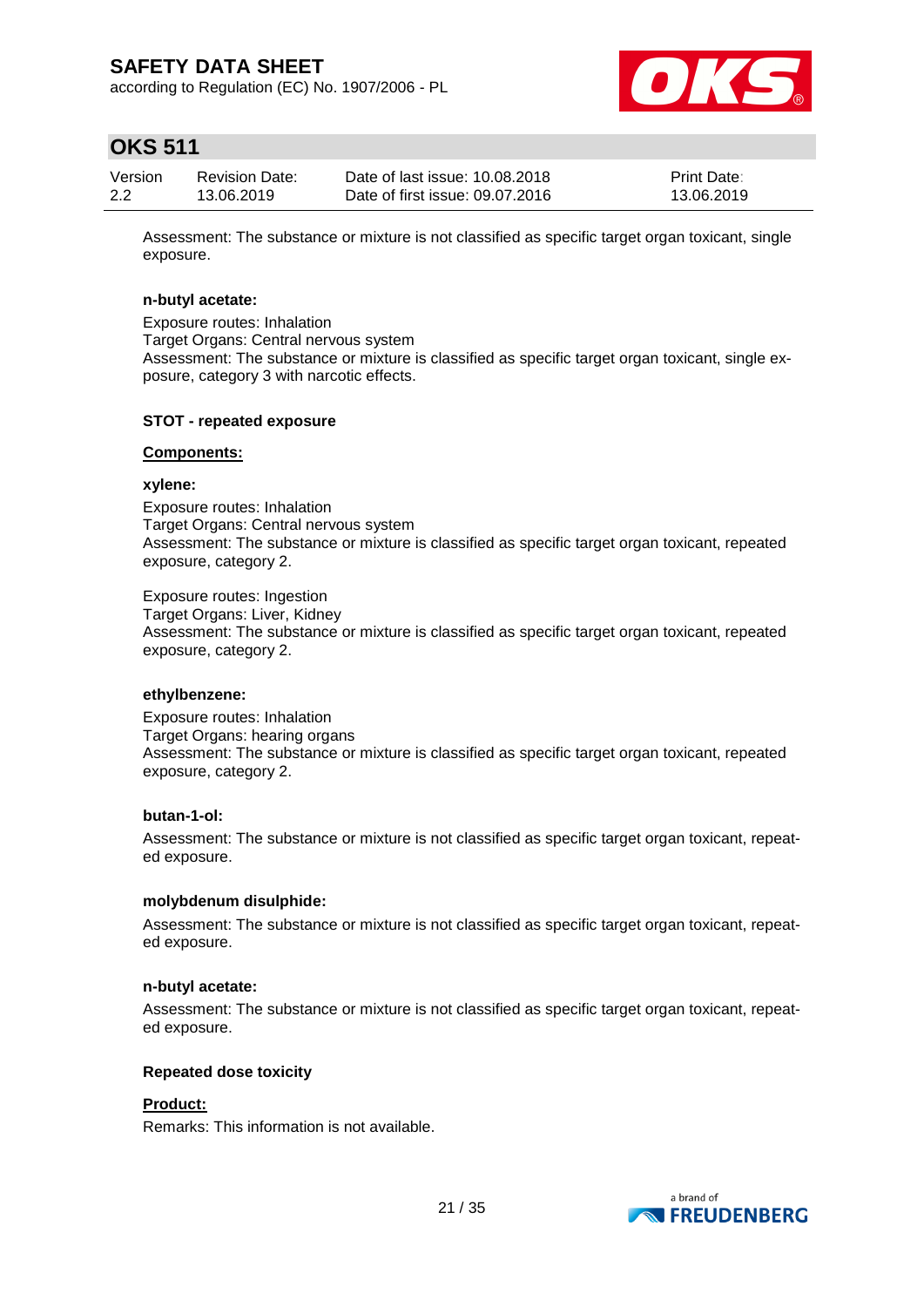Assessment: The substance or mixture is not classified as specific target organ toxicant, single exposure.

**n-butyl acetate:**

Exposure routes: Inhalation
Target Organs: Central nervous system
Assessment: The substance or mixture is classified as specific target organ toxicant, single exposure, category 3 with narcotic effects.

**STOT - repeated exposure**

**Components:**

**xylene:**

Exposure routes: Inhalation
Target Organs: Central nervous system
Assessment: The substance or mixture is classified as specific target organ toxicant, repeated exposure, category 2.

Exposure routes: Ingestion
Target Organs: Liver, Kidney
Assessment: The substance or mixture is classified as specific target organ toxicant, repeated exposure, category 2.

**ethylbenzene:**

Exposure routes: Inhalation
Target Organs: hearing organs
Assessment: The substance or mixture is classified as specific target organ toxicant, repeated exposure, category 2.

**butan-1-ol:**

Assessment: The substance or mixture is not classified as specific target organ toxicant, repeated exposure.

**molybdenum disulphide:**

Assessment: The substance or mixture is not classified as specific target organ toxicant, repeated exposure.

**n-butyl acetate:**

Assessment: The substance or mixture is not classified as specific target organ toxicant, repeated exposure.

**Repeated dose toxicity**

**Product:**

Remarks: This information is not available.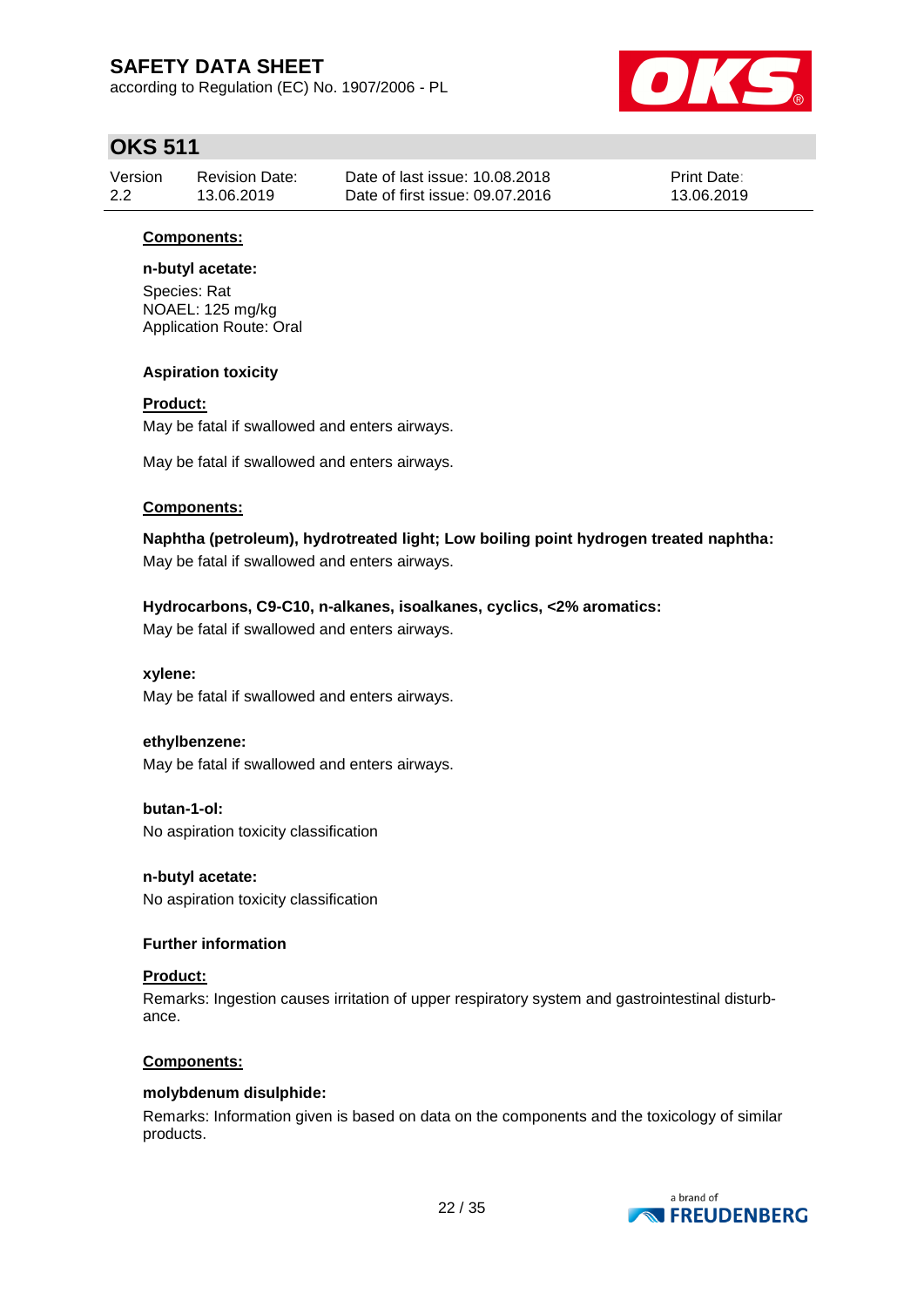**Components:**

**n-butyl acetate:**

Species: Rat
NOAEL: 125 mg/kg
Application Route: Oral

**Aspiration toxicity**

**Product:**

May be fatal if swallowed and enters airways.

May be fatal if swallowed and enters airways.

**Components:**

**Naphtha (petroleum), hydrotreated light; Low boiling point hydrogen treated naphtha:**

May be fatal if swallowed and enters airways.

**Hydrocarbons, C9-C10, n-alkanes, isoalkanes, cyclics, <2% aromatics:**

May be fatal if swallowed and enters airways.

**xylene:**

May be fatal if swallowed and enters airways.

**ethylbenzene:**

May be fatal if swallowed and enters airways.

**butan-1-ol:**

No aspiration toxicity classification

**n-butyl acetate:**

No aspiration toxicity classification

**Further information**

**Product:**

Remarks: Ingestion causes irritation of upper respiratory system and gastrointestinal disturbance.

**Components:**

**molybdenum disulphide:**

Remarks: Information given is based on data on the components and the toxicology of similar products.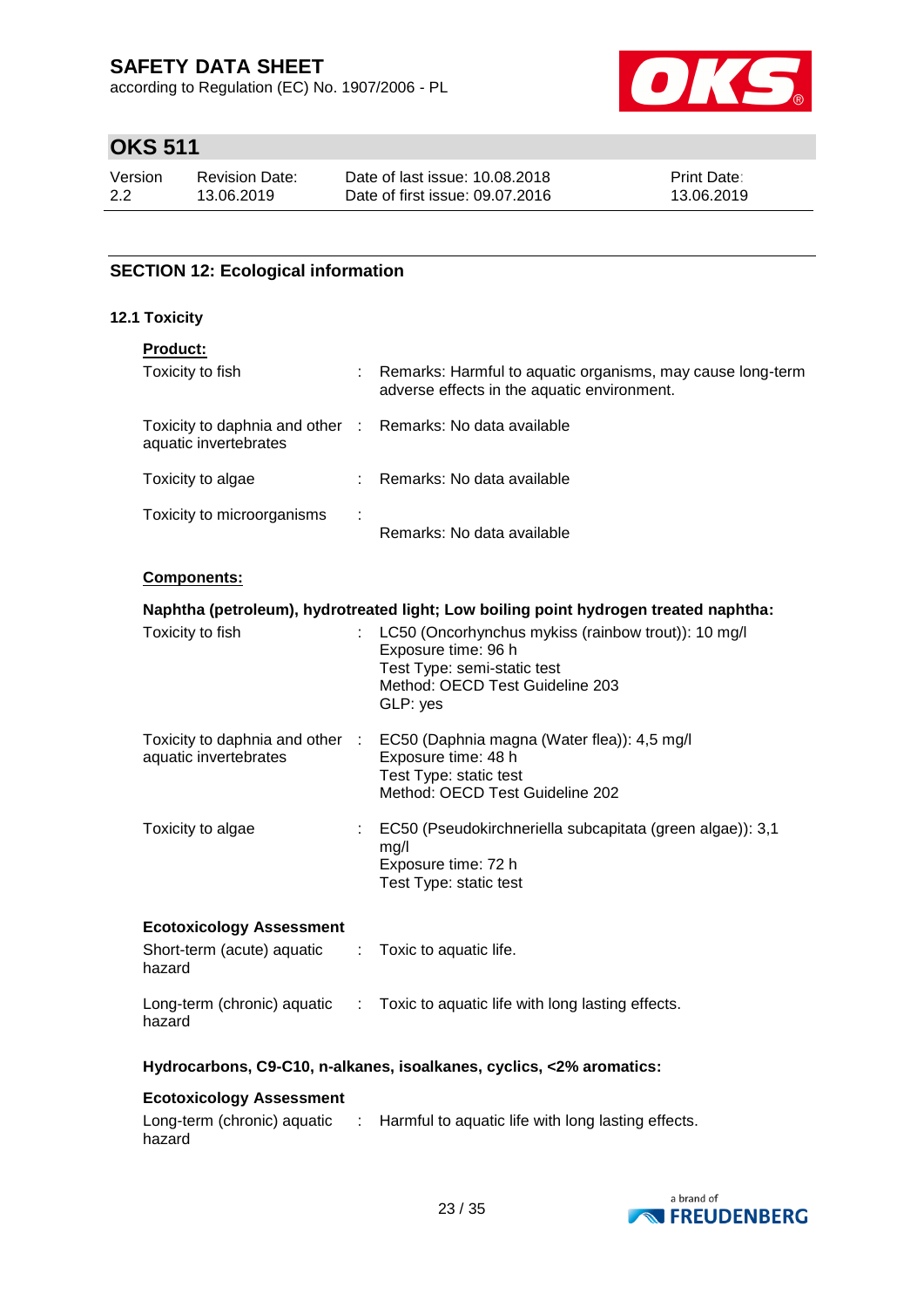## SECTION 12: Ecological information

### 12.1 Toxicity

**Product:**

Toxicity to fish : Remarks: Harmful to aquatic organisms, may cause long-term adverse effects in the aquatic environment.

Toxicity to daphnia and other aquatic invertebrates : Remarks: No data available

Toxicity to algae : Remarks: No data available

Toxicity to microorganisms : Remarks: No data available

**Components:**

**Naphtha (petroleum), hydrotreated light; Low boiling point hydrogen treated naphtha:**

Toxicity to fish : LC50 (Oncorhynchus mykiss (rainbow trout)): 10 mg/l
Exposure time: 96 h
Test Type: semi-static test
Method: OECD Test Guideline 203
GLP: yes

Toxicity to daphnia and other aquatic invertebrates : EC50 (Daphnia magna (Water flea)): 4,5 mg/l
Exposure time: 48 h
Test Type: static test
Method: OECD Test Guideline 202

Toxicity to algae : EC50 (Pseudokirchneriella subcapitata (green algae)): 3,1 mg/l
Exposure time: 72 h
Test Type: static test

**Ecotoxicology Assessment**

Short-term (acute) aquatic hazard : Toxic to aquatic life.

Long-term (chronic) aquatic hazard : Toxic to aquatic life with long lasting effects.

**Hydrocarbons, C9-C10, n-alkanes, isoalkanes, cyclics, <2% aromatics:**

**Ecotoxicology Assessment**

Long-term (chronic) aquatic hazard : Harmful to aquatic life with long lasting effects.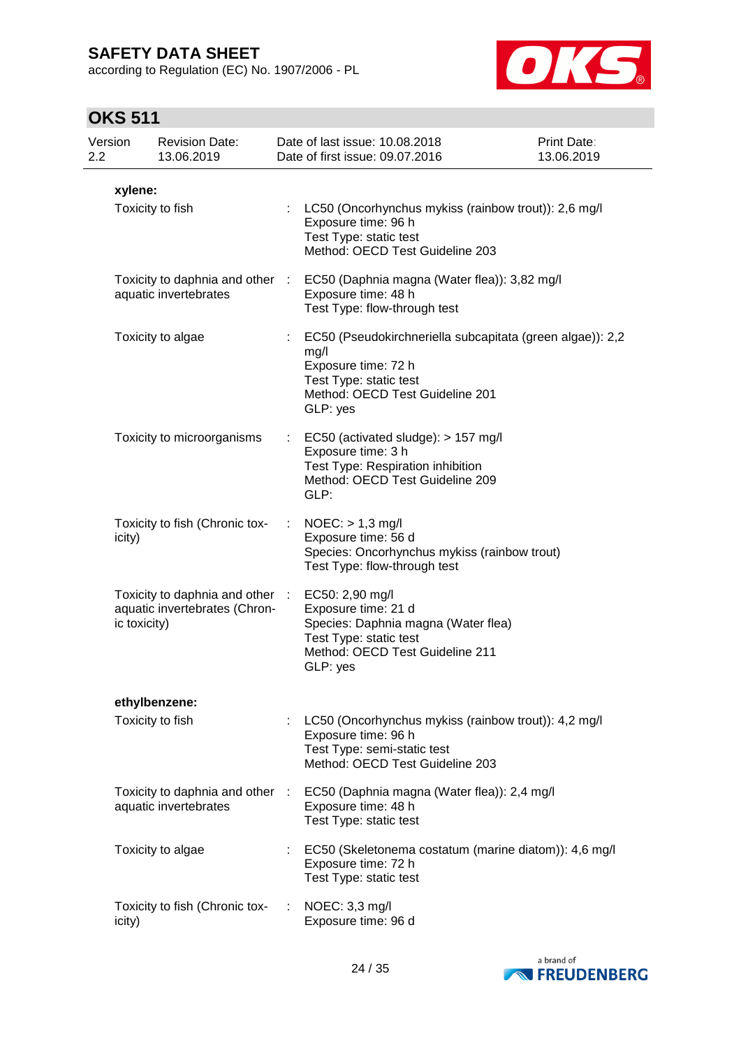**xylene:**

| | | |
|---|---|---|
| Toxicity to fish | : | LC50 (Oncorhynchus mykiss (rainbow trout)): 2,6 mg/l<br>Exposure time: 96 h<br>Test Type: static test<br>Method: OECD Test Guideline 203 |
| Toxicity to daphnia and other aquatic invertebrates | : | EC50 (Daphnia magna (Water flea)): 3,82 mg/l<br>Exposure time: 48 h<br>Test Type: flow-through test |
| Toxicity to algae | : | EC50 (Pseudokirchneriella subcapitata (green algae)): 2,2 mg/l<br>Exposure time: 72 h<br>Test Type: static test<br>Method: OECD Test Guideline 201<br>GLP: yes |
| Toxicity to microorganisms | : | EC50 (activated sludge): > 157 mg/l<br>Exposure time: 3 h<br>Test Type: Respiration inhibition<br>Method: OECD Test Guideline 209<br>GLP: |
| Toxicity to fish (Chronic toxicity) | : | NOEC: > 1,3 mg/l<br>Exposure time: 56 d<br>Species: Oncorhynchus mykiss (rainbow trout)<br>Test Type: flow-through test |
| Toxicity to daphnia and other aquatic invertebrates (Chronic toxicity) | : | EC50: 2,90 mg/l<br>Exposure time: 21 d<br>Species: Daphnia magna (Water flea)<br>Test Type: static test<br>Method: OECD Test Guideline 211<br>GLP: yes |

**ethylbenzene:**

| | | |
|---|---|---|
| Toxicity to fish | : | LC50 (Oncorhynchus mykiss (rainbow trout)): 4,2 mg/l<br>Exposure time: 96 h<br>Test Type: semi-static test<br>Method: OECD Test Guideline 203 |
| Toxicity to daphnia and other aquatic invertebrates | : | EC50 (Daphnia magna (Water flea)): 2,4 mg/l<br>Exposure time: 48 h<br>Test Type: static test |
| Toxicity to algae | : | EC50 (Skeletonema costatum (marine diatom)): 4,6 mg/l<br>Exposure time: 72 h<br>Test Type: static test |
| Toxicity to fish (Chronic toxicity) | : | NOEC: 3,3 mg/l<br>Exposure time: 96 d |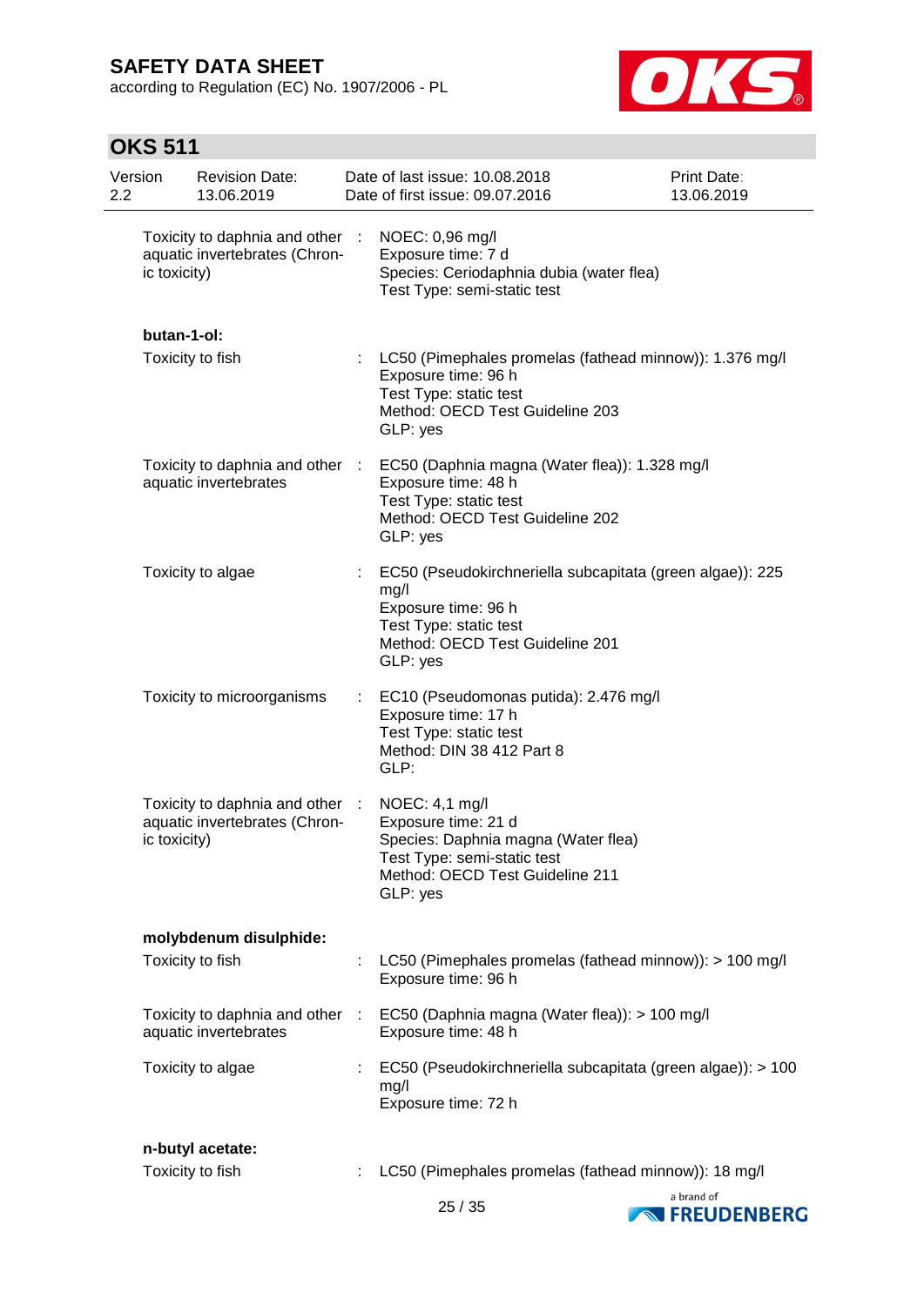Toxicity to daphnia and other aquatic invertebrates (Chronic toxicity) : NOEC: 0,96 mg/l
Exposure time: 7 d
Species: Ceriodaphnia dubia (water flea)
Test Type: semi-static test

**butan-1-ol:**

Toxicity to fish : LC50 (Pimephales promelas (fathead minnow)): 1.376 mg/l
Exposure time: 96 h
Test Type: static test
Method: OECD Test Guideline 203
GLP: yes

Toxicity to daphnia and other aquatic invertebrates : EC50 (Daphnia magna (Water flea)): 1.328 mg/l
Exposure time: 48 h
Test Type: static test
Method: OECD Test Guideline 202
GLP: yes

Toxicity to algae : EC50 (Pseudokirchneriella subcapitata (green algae)): 225 mg/l
Exposure time: 96 h
Test Type: static test
Method: OECD Test Guideline 201
GLP: yes

Toxicity to microorganisms : EC10 (Pseudomonas putida): 2.476 mg/l
Exposure time: 17 h
Test Type: static test
Method: DIN 38 412 Part 8
GLP:

Toxicity to daphnia and other aquatic invertebrates (Chronic toxicity) : NOEC: 4,1 mg/l
Exposure time: 21 d
Species: Daphnia magna (Water flea)
Test Type: semi-static test
Method: OECD Test Guideline 211
GLP: yes

**molybdenum disulphide:**

Toxicity to fish : LC50 (Pimephales promelas (fathead minnow)): > 100 mg/l
Exposure time: 96 h

Toxicity to daphnia and other aquatic invertebrates : EC50 (Daphnia magna (Water flea)): > 100 mg/l
Exposure time: 48 h

Toxicity to algae : EC50 (Pseudokirchneriella subcapitata (green algae)): > 100 mg/l
Exposure time: 72 h

**n-butyl acetate:**

Toxicity to fish : LC50 (Pimephales promelas (fathead minnow)): 18 mg/l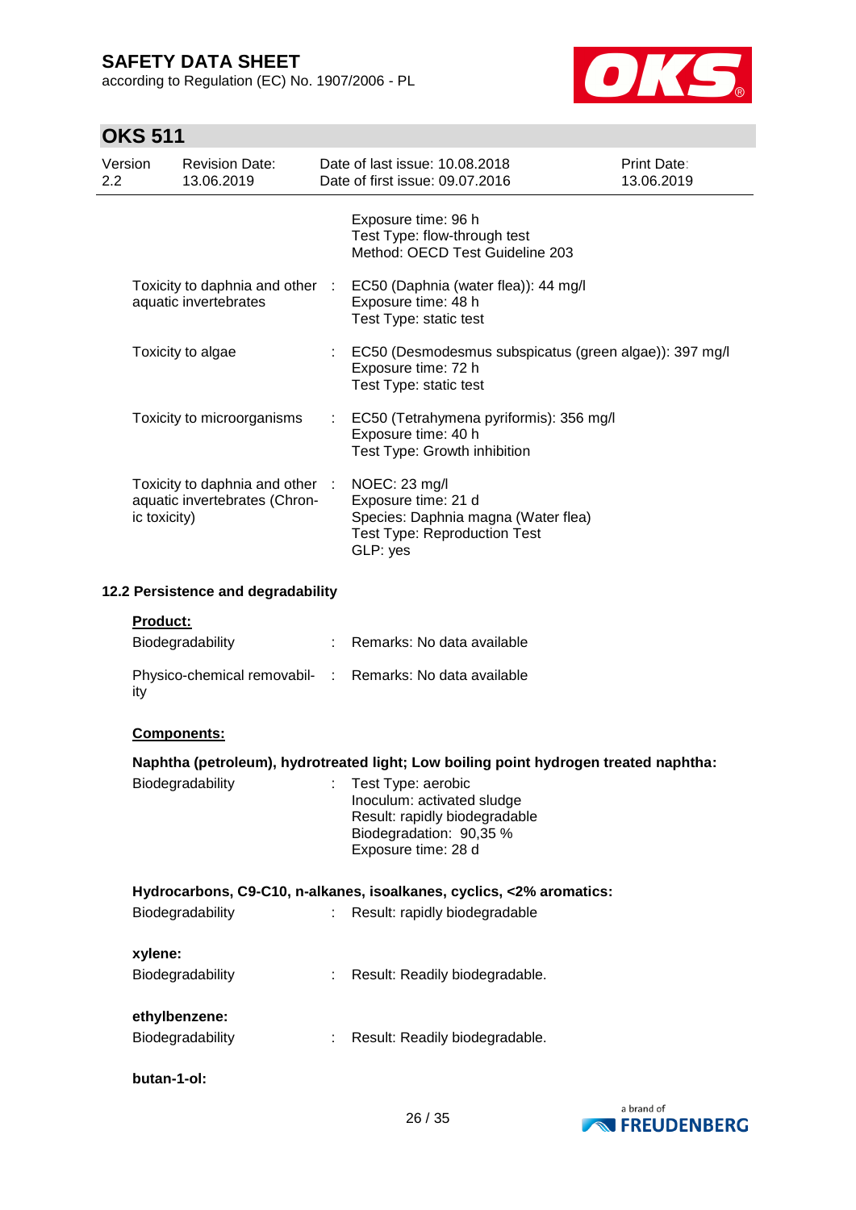Exposure time: 96 h
Test Type: flow-through test
Method: OECD Test Guideline 203

| | | |
|---|---|---|
| Toxicity to daphnia and other aquatic invertebrates | : | EC50 (Daphnia (water flea)): 44 mg/l<br>Exposure time: 48 h<br>Test Type: static test |
| Toxicity to algae | : | EC50 (Desmodesmus subspicatus (green algae)): 397 mg/l<br>Exposure time: 72 h<br>Test Type: static test |
| Toxicity to microorganisms | : | EC50 (Tetrahymena pyriformis): 356 mg/l<br>Exposure time: 40 h<br>Test Type: Growth inhibition |
| Toxicity to daphnia and other aquatic invertebrates (Chronic toxicity) | : | NOEC: 23 mg/l<br>Exposure time: 21 d<br>Species: Daphnia magna (Water flea)<br>Test Type: Reproduction Test<br>GLP: yes |

### 12.2 Persistence and degradability

**Product:**

| | | |
|---|---|---|
| Biodegradability | : | Remarks: No data available |
| Physico-chemical removability | : | Remarks: No data available |

**Components:**

**Naphtha (petroleum), hydrotreated light; Low boiling point hydrogen treated naphtha:**

| | | |
|---|---|---|
| Biodegradability | : | Test Type: aerobic<br>Inoculum: activated sludge<br>Result: rapidly biodegradable<br>Biodegradation: 90,35 %<br>Exposure time: 28 d |

**Hydrocarbons, C9-C10, n-alkanes, isoalkanes, cyclics, <2% aromatics:**

| | | |
|---|---|---|
| Biodegradability | : | Result: rapidly biodegradable |

**xylene:**

| | | |
|---|---|---|
| Biodegradability | : | Result: Readily biodegradable. |

**ethylbenzene:**

| | | |
|---|---|---|
| Biodegradability | : | Result: Readily biodegradable. |

**butan-1-ol:**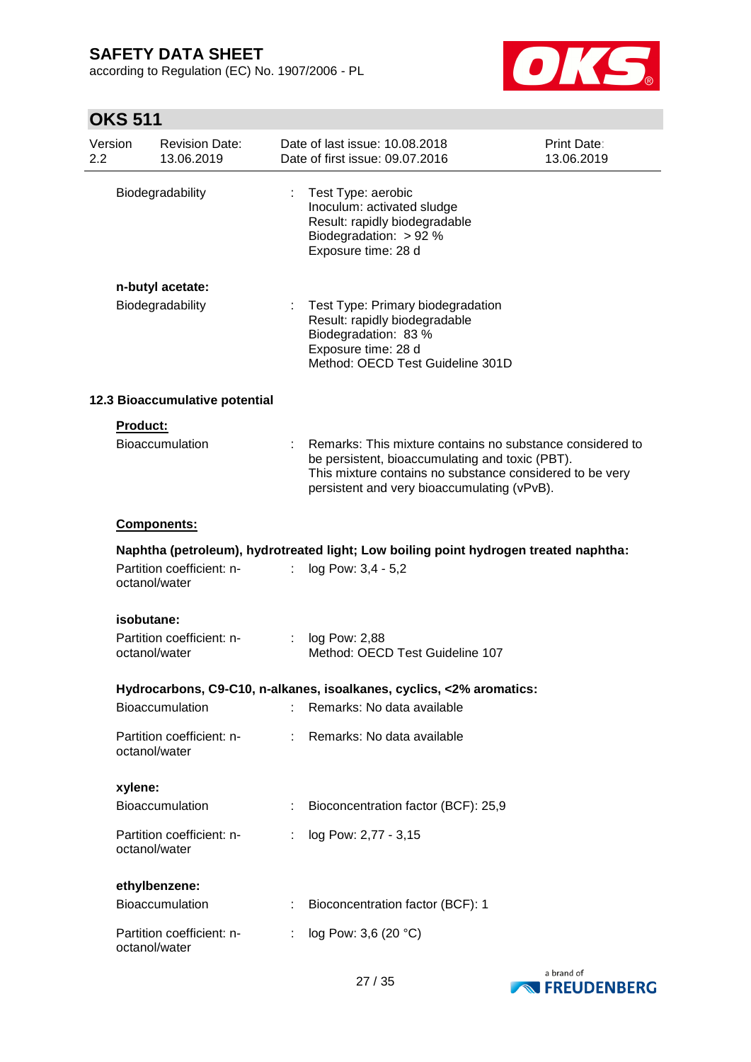Biodegradability : Test Type: aerobic
Inoculum: activated sludge
Result: rapidly biodegradable
Biodegradation: > 92 %
Exposure time: 28 d

**n-butyl acetate:**

Biodegradability : Test Type: Primary biodegradation
Result: rapidly biodegradable
Biodegradation: 83 %
Exposure time: 28 d
Method: OECD Test Guideline 301D

### 12.3 Bioaccumulative potential

**Product:**

Bioaccumulation : Remarks: This mixture contains no substance considered to be persistent, bioaccumulating and toxic (PBT).
This mixture contains no substance considered to be very persistent and very bioaccumulating (vPvB).

**Components:**

**Naphtha (petroleum), hydrotreated light; Low boiling point hydrogen treated naphtha:**

Partition coefficient: n-octanol/water : log Pow: 3,4 - 5,2

**isobutane:**

Partition coefficient: n-octanol/water : log Pow: 2,88
Method: OECD Test Guideline 107

**Hydrocarbons, C9-C10, n-alkanes, isoalkanes, cyclics, <2% aromatics:**

Bioaccumulation : Remarks: No data available

Partition coefficient: n-octanol/water : Remarks: No data available

**xylene:**

Bioaccumulation : Bioconcentration factor (BCF): 25,9

Partition coefficient: n-octanol/water : log Pow: 2,77 - 3,15

**ethylbenzene:**

Bioaccumulation : Bioconcentration factor (BCF): 1

Partition coefficient: n-octanol/water : log Pow: 3,6 (20 °C)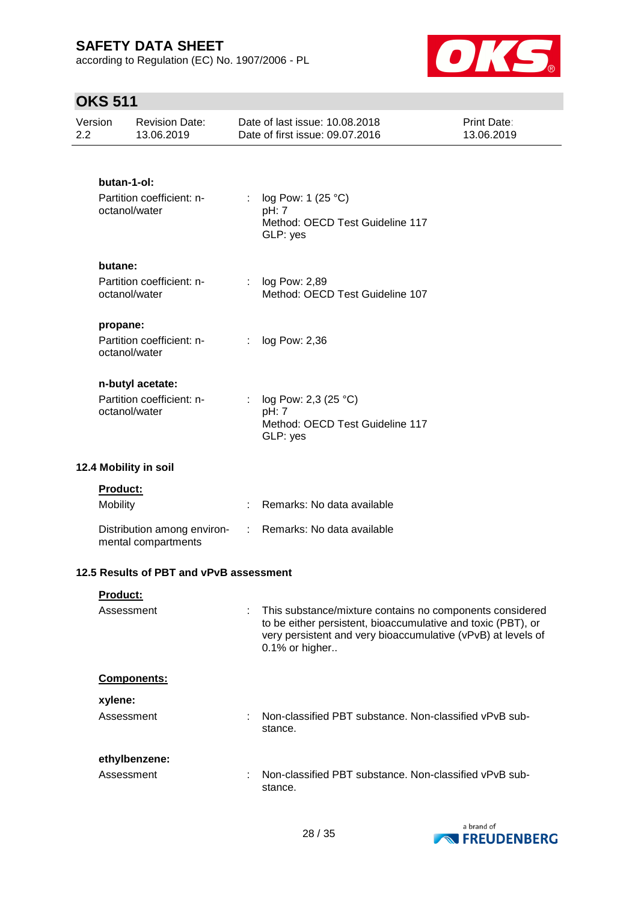**butan-1-ol:**

Partition coefficient: n-octanol/water : log Pow: 1 (25 °C)
pH: 7
Method: OECD Test Guideline 117
GLP: yes

**butane:**

Partition coefficient: n-octanol/water : log Pow: 2,89
Method: OECD Test Guideline 107

**propane:**

Partition coefficient: n-octanol/water : log Pow: 2,36

**n-butyl acetate:**

Partition coefficient: n-octanol/water : log Pow: 2,3 (25 °C)
pH: 7
Method: OECD Test Guideline 117
GLP: yes

### 12.4 Mobility in soil

**Product:**

Mobility : Remarks: No data available

Distribution among environmental compartments : Remarks: No data available

### 12.5 Results of PBT and vPvB assessment

**Product:**

Assessment : This substance/mixture contains no components considered to be either persistent, bioaccumulative and toxic (PBT), or very persistent and very bioaccumulative (vPvB) at levels of 0.1% or higher..

**Components:**

**xylene:**

Assessment : Non-classified PBT substance. Non-classified vPvB substance.

**ethylbenzene:**

Assessment : Non-classified PBT substance. Non-classified vPvB substance.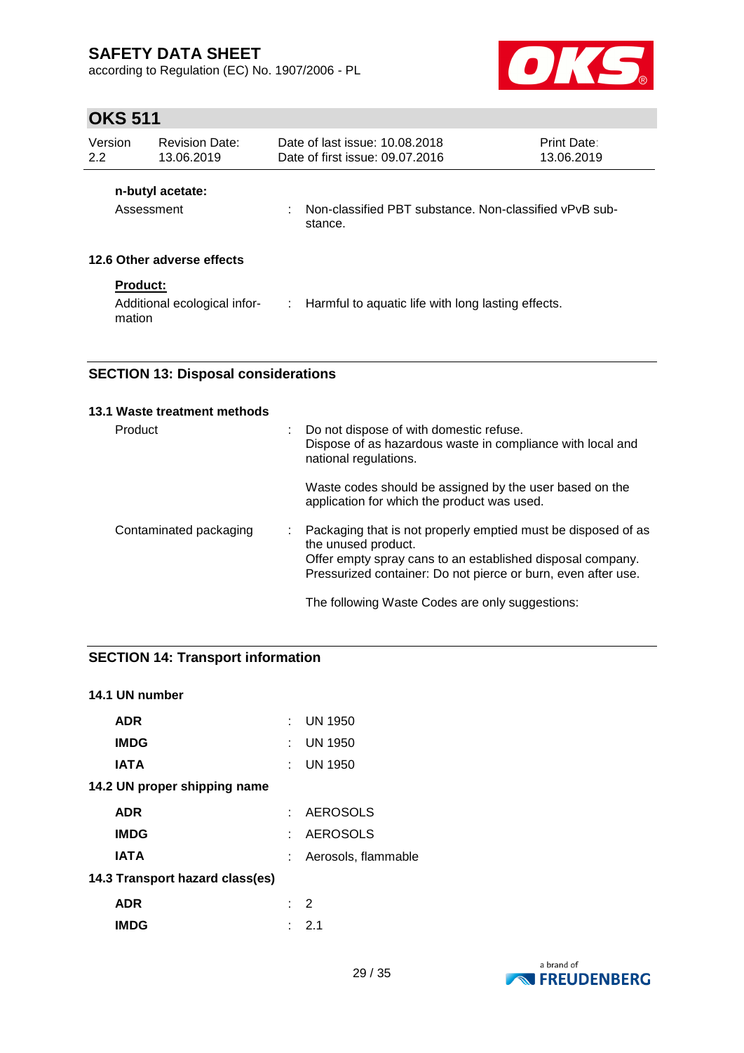**n-butyl acetate:**

Assessment : Non-classified PBT substance. Non-classified vPvB substance.

### 12.6 Other adverse effects

**Product:**

Additional ecological information : Harmful to aquatic life with long lasting effects.

## SECTION 13: Disposal considerations

### 13.1 Waste treatment methods

Product : Do not dispose of with domestic refuse.
Dispose of as hazardous waste in compliance with local and national regulations.

Waste codes should be assigned by the user based on the application for which the product was used.

Contaminated packaging : Packaging that is not properly emptied must be disposed of as the unused product.
Offer empty spray cans to an established disposal company.
Pressurized container: Do not pierce or burn, even after use.

The following Waste Codes are only suggestions:

## SECTION 14: Transport information

### 14.1 UN number

| | |
|---|---|
| **ADR** | UN 1950 |
| **IMDG** | UN 1950 |
| **IATA** | UN 1950 |

### 14.2 UN proper shipping name

| | |
|---|---|
| **ADR** | AEROSOLS |
| **IMDG** | AEROSOLS |
| **IATA** | Aerosols, flammable |

### 14.3 Transport hazard class(es)

| | |
|---|---|
| **ADR** | 2 |
| **IMDG** | 2.1 |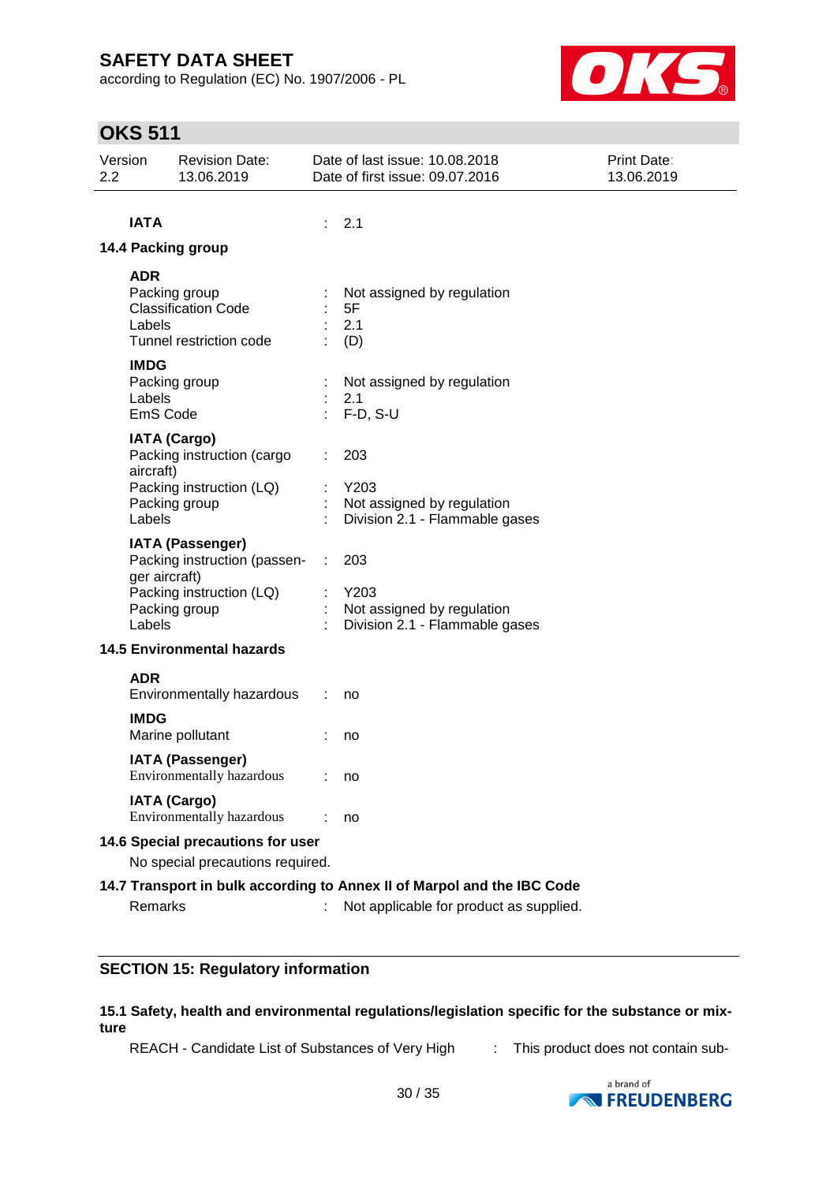**IATA** : 2.1

### 14.4 Packing group

**ADR**

| | | |
|---|---|---|
| Packing group | : | Not assigned by regulation |
| Classification Code | : | 5F |
| Labels | : | 2.1 |
| Tunnel restriction code | : | (D) |

**IMDG**

| | | |
|---|---|---|
| Packing group | : | Not assigned by regulation |
| Labels | : | 2.1 |
| EmS Code | : | F-D, S-U |

**IATA (Cargo)**

| | | |
|---|---|---|
| Packing instruction (cargo aircraft) | : | 203 |
| Packing instruction (LQ) | : | Y203 |
| Packing group | : | Not assigned by regulation |
| Labels | : | Division 2.1 - Flammable gases |

**IATA (Passenger)**

| | | |
|---|---|---|
| Packing instruction (passenger aircraft) | : | 203 |
| Packing instruction (LQ) | : | Y203 |
| Packing group | : | Not assigned by regulation |
| Labels | : | Division 2.1 - Flammable gases |

### 14.5 Environmental hazards

**ADR**
Environmentally hazardous : no

**IMDG**
Marine pollutant : no

**IATA (Passenger)**
Environmentally hazardous : no

**IATA (Cargo)**
Environmentally hazardous : no

### 14.6 Special precautions for user

No special precautions required.

### 14.7 Transport in bulk according to Annex II of Marpol and the IBC Code

Remarks : Not applicable for product as supplied.

## SECTION 15: Regulatory information

### 15.1 Safety, health and environmental regulations/legislation specific for the substance or mixture

REACH - Candidate List of Substances of Very High : This product does not contain sub-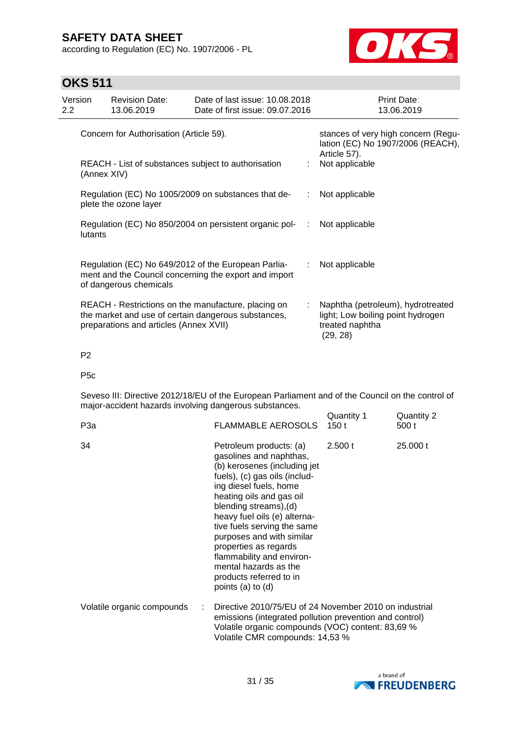| | | |
|---|---|---|
| Concern for Authorisation (Article 59). | | stances of very high concern (Regulation (EC) No 1907/2006 (REACH), Article 57). |
| REACH - List of substances subject to authorisation (Annex XIV) | : | Not applicable |
| Regulation (EC) No 1005/2009 on substances that deplete the ozone layer | : | Not applicable |
| Regulation (EC) No 850/2004 on persistent organic pollutants | : | Not applicable |
| Regulation (EC) No 649/2012 of the European Parliament and the Council concerning the export and import of dangerous chemicals | : | Not applicable |
| REACH - Restrictions on the manufacture, placing on the market and use of certain dangerous substances, preparations and articles (Annex XVII) | : | Naphtha (petroleum), hydrotreated light; Low boiling point hydrogen treated naphtha (29, 28) |

P2

P5c

Seveso III: Directive 2012/18/EU of the European Parliament and of the Council on the control of major-accident hazards involving dangerous substances.

| | | Quantity 1 | Quantity 2 |
|---|---|---|---|
| P3a | FLAMMABLE AEROSOLS | 150 t | 500 t |
| 34 | Petroleum products: (a) gasolines and naphthas, (b) kerosenes (including jet fuels), (c) gas oils (including diesel fuels, home heating oils and gas oil blending streams),(d) heavy fuel oils (e) alternative fuels serving the same purposes and with similar properties as regards flammability and environmental hazards as the products referred to in points (a) to (d) | 2.500 t | 25.000 t |

Volatile organic compounds : Directive 2010/75/EU of 24 November 2010 on industrial emissions (integrated pollution prevention and control)
Volatile organic compounds (VOC) content: 83,69 %
Volatile CMR compounds: 14,53 %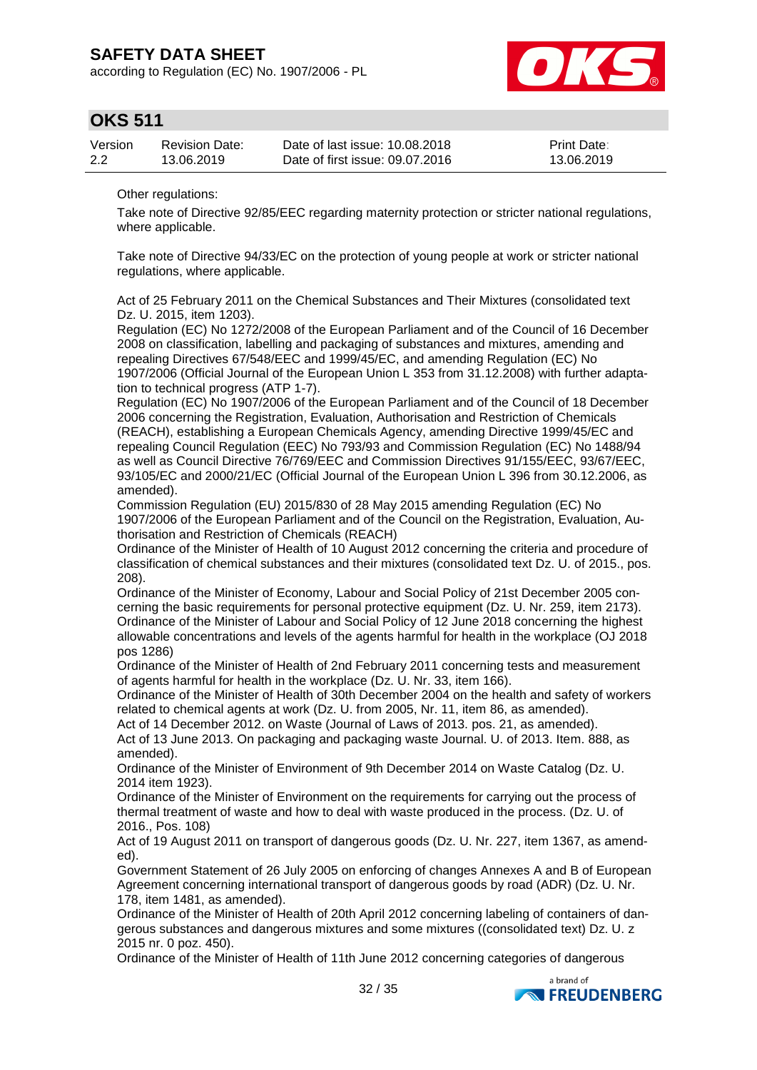Other regulations:

Take note of Directive 92/85/EEC regarding maternity protection or stricter national regulations, where applicable.

Take note of Directive 94/33/EC on the protection of young people at work or stricter national regulations, where applicable.

Act of 25 February 2011 on the Chemical Substances and Their Mixtures (consolidated text Dz. U. 2015, item 1203).
Regulation (EC) No 1272/2008 of the European Parliament and of the Council of 16 December 2008 on classification, labelling and packaging of substances and mixtures, amending and repealing Directives 67/548/EEC and 1999/45/EC, and amending Regulation (EC) No 1907/2006 (Official Journal of the European Union L 353 from 31.12.2008) with further adaptation to technical progress (ATP 1-7).
Regulation (EC) No 1907/2006 of the European Parliament and of the Council of 18 December 2006 concerning the Registration, Evaluation, Authorisation and Restriction of Chemicals (REACH), establishing a European Chemicals Agency, amending Directive 1999/45/EC and repealing Council Regulation (EEC) No 793/93 and Commission Regulation (EC) No 1488/94 as well as Council Directive 76/769/EEC and Commission Directives 91/155/EEC, 93/67/EEC, 93/105/EC and 2000/21/EC (Official Journal of the European Union L 396 from 30.12.2006, as amended).
Commission Regulation (EU) 2015/830 of 28 May 2015 amending Regulation (EC) No 1907/2006 of the European Parliament and of the Council on the Registration, Evaluation, Authorisation and Restriction of Chemicals (REACH)
Ordinance of the Minister of Health of 10 August 2012 concerning the criteria and procedure of classification of chemical substances and their mixtures (consolidated text Dz. U. of 2015., pos. 208).
Ordinance of the Minister of Economy, Labour and Social Policy of 21st December 2005 concerning the basic requirements for personal protective equipment (Dz. U. Nr. 259, item 2173).
Ordinance of the Minister of Labour and Social Policy of 12 June 2018 concerning the highest allowable concentrations and levels of the agents harmful for health in the workplace (OJ 2018 pos 1286)
Ordinance of the Minister of Health of 2nd February 2011 concerning tests and measurement of agents harmful for health in the workplace (Dz. U. Nr. 33, item 166).
Ordinance of the Minister of Health of 30th December 2004 on the health and safety of workers related to chemical agents at work (Dz. U. from 2005, Nr. 11, item 86, as amended).
Act of 14 December 2012. on Waste (Journal of Laws of 2013. pos. 21, as amended).
Act of 13 June 2013. On packaging and packaging waste Journal. U. of 2013. Item. 888, as amended).
Ordinance of the Minister of Environment of 9th December 2014 on Waste Catalog (Dz. U. 2014 item 1923).
Ordinance of the Minister of Environment on the requirements for carrying out the process of thermal treatment of waste and how to deal with waste produced in the process. (Dz. U. of 2016., Pos. 108)
Act of 19 August 2011 on transport of dangerous goods (Dz. U. Nr. 227, item 1367, as amended).
Government Statement of 26 July 2005 on enforcing of changes Annexes A and B of European Agreement concerning international transport of dangerous goods by road (ADR) (Dz. U. Nr. 178, item 1481, as amended).
Ordinance of the Minister of Health of 20th April 2012 concerning labeling of containers of dangerous substances and dangerous mixtures and some mixtures ((consolidated text) Dz. U. z 2015 nr. 0 poz. 450).
Ordinance of the Minister of Health of 11th June 2012 concerning categories of dangerous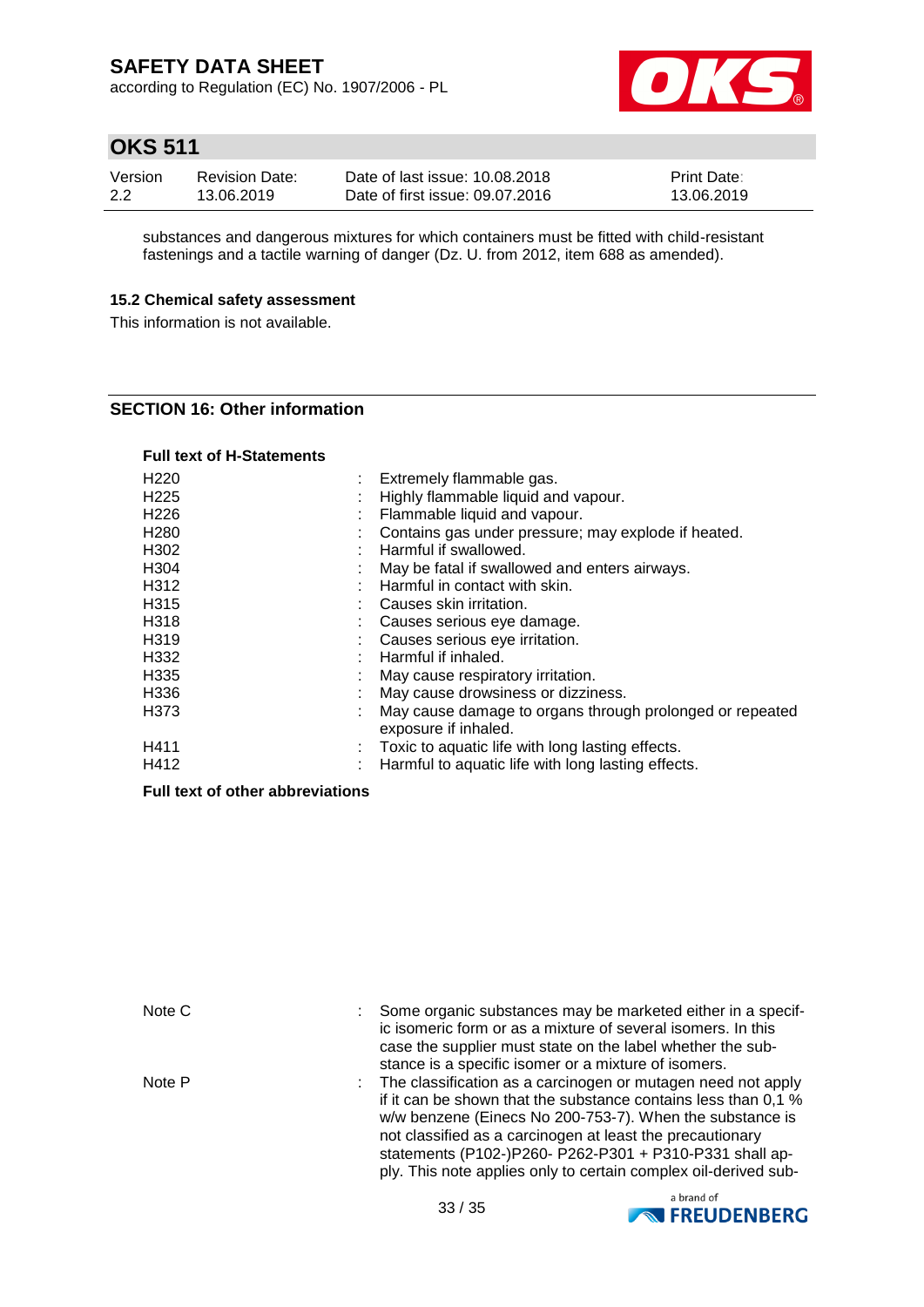substances and dangerous mixtures for which containers must be fitted with child-resistant fastenings and a tactile warning of danger (Dz. U. from 2012, item 688 as amended).

### 15.2 Chemical safety assessment

This information is not available.

## SECTION 16: Other information

**Full text of H-Statements**

| | | |
|---|---|---|
| H220 | : | Extremely flammable gas. |
| H225 | : | Highly flammable liquid and vapour. |
| H226 | : | Flammable liquid and vapour. |
| H280 | : | Contains gas under pressure; may explode if heated. |
| H302 | : | Harmful if swallowed. |
| H304 | : | May be fatal if swallowed and enters airways. |
| H312 | : | Harmful in contact with skin. |
| H315 | : | Causes skin irritation. |
| H318 | : | Causes serious eye damage. |
| H319 | : | Causes serious eye irritation. |
| H332 | : | Harmful if inhaled. |
| H335 | : | May cause respiratory irritation. |
| H336 | : | May cause drowsiness or dizziness. |
| H373 | : | May cause damage to organs through prolonged or repeated exposure if inhaled. |
| H411 | : | Toxic to aquatic life with long lasting effects. |
| H412 | : | Harmful to aquatic life with long lasting effects. |

**Full text of other abbreviations**

| | | |
|---|---|---|
| Note C | : | Some organic substances may be marketed either in a specific isomeric form or as a mixture of several isomers. In this case the supplier must state on the label whether the substance is a specific isomer or a mixture of isomers. |
| Note P | : | The classification as a carcinogen or mutagen need not apply if it can be shown that the substance contains less than 0,1 % w/w benzene (Einecs No 200-753-7). When the substance is not classified as a carcinogen at least the precautionary statements (P102-)P260- P262-P301 + P310-P331 shall apply. This note applies only to certain complex oil-derived sub- |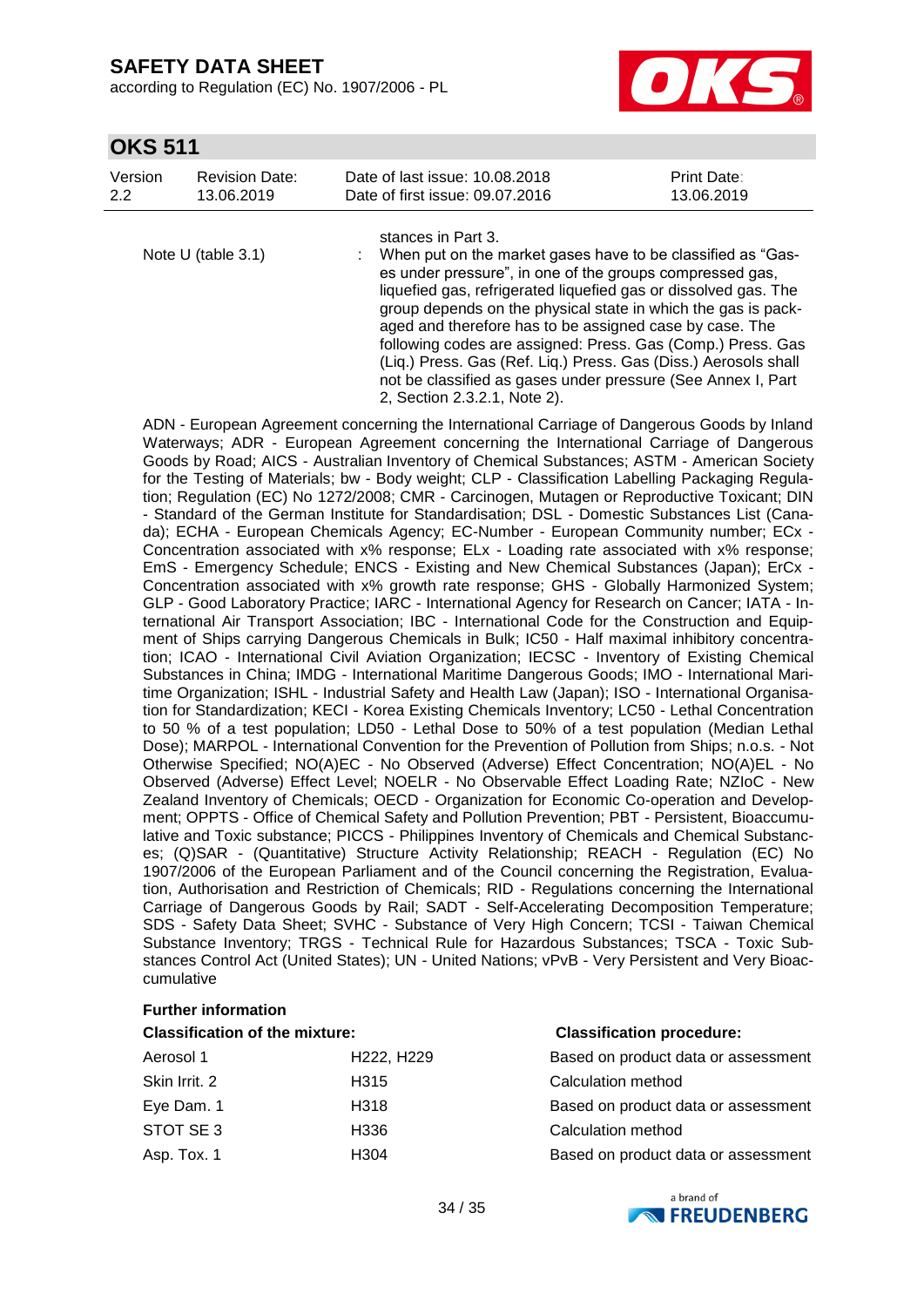stances in Part 3.

Note U (table 3.1) : When put on the market gases have to be classified as "Gases under pressure", in one of the groups compressed gas, liquefied gas, refrigerated liquefied gas or dissolved gas. The group depends on the physical state in which the gas is packaged and therefore has to be assigned case by case. The following codes are assigned: Press. Gas (Comp.) Press. Gas (Liq.) Press. Gas (Ref. Liq.) Press. Gas (Diss.) Aerosols shall not be classified as gases under pressure (See Annex I, Part 2, Section 2.3.2.1, Note 2).

ADN - European Agreement concerning the International Carriage of Dangerous Goods by Inland Waterways; ADR - European Agreement concerning the International Carriage of Dangerous Goods by Road; AICS - Australian Inventory of Chemical Substances; ASTM - American Society for the Testing of Materials; bw - Body weight; CLP - Classification Labelling Packaging Regulation; Regulation (EC) No 1272/2008; CMR - Carcinogen, Mutagen or Reproductive Toxicant; DIN - Standard of the German Institute for Standardisation; DSL - Domestic Substances List (Canada); ECHA - European Chemicals Agency; EC-Number - European Community number; ECx - Concentration associated with x% response; ELx - Loading rate associated with x% response; EmS - Emergency Schedule; ENCS - Existing and New Chemical Substances (Japan); ErCx - Concentration associated with x% growth rate response; GHS - Globally Harmonized System; GLP - Good Laboratory Practice; IARC - International Agency for Research on Cancer; IATA - International Air Transport Association; IBC - International Code for the Construction and Equipment of Ships carrying Dangerous Chemicals in Bulk; IC50 - Half maximal inhibitory concentration; ICAO - International Civil Aviation Organization; IECSC - Inventory of Existing Chemical Substances in China; IMDG - International Maritime Dangerous Goods; IMO - International Maritime Organization; ISHL - Industrial Safety and Health Law (Japan); ISO - International Organisation for Standardization; KECI - Korea Existing Chemicals Inventory; LC50 - Lethal Concentration to 50 % of a test population; LD50 - Lethal Dose to 50% of a test population (Median Lethal Dose); MARPOL - International Convention for the Prevention of Pollution from Ships; n.o.s. - Not Otherwise Specified; NO(A)EC - No Observed (Adverse) Effect Concentration; NO(A)EL - No Observed (Adverse) Effect Level; NOELR - No Observable Effect Loading Rate; NZIoC - New Zealand Inventory of Chemicals; OECD - Organization for Economic Co-operation and Development; OPPTS - Office of Chemical Safety and Pollution Prevention; PBT - Persistent, Bioaccumulative and Toxic substance; PICCS - Philippines Inventory of Chemicals and Chemical Substances; (Q)SAR - (Quantitative) Structure Activity Relationship; REACH - Regulation (EC) No 1907/2006 of the European Parliament and of the Council concerning the Registration, Evaluation, Authorisation and Restriction of Chemicals; RID - Regulations concerning the International Carriage of Dangerous Goods by Rail; SADT - Self-Accelerating Decomposition Temperature; SDS - Safety Data Sheet; SVHC - Substance of Very High Concern; TCSI - Taiwan Chemical Substance Inventory; TRGS - Technical Rule for Hazardous Substances; TSCA - Toxic Substances Control Act (United States); UN - United Nations; vPvB - Very Persistent and Very Bioaccumulative

**Further information**

| **Classification of the mixture:** | | **Classification procedure:** |
|---|---|---|
| Aerosol 1 | H222, H229 | Based on product data or assessment |
| Skin Irrit. 2 | H315 | Calculation method |
| Eye Dam. 1 | H318 | Based on product data or assessment |
| STOT SE 3 | H336 | Calculation method |
| Asp. Tox. 1 | H304 | Based on product data or assessment |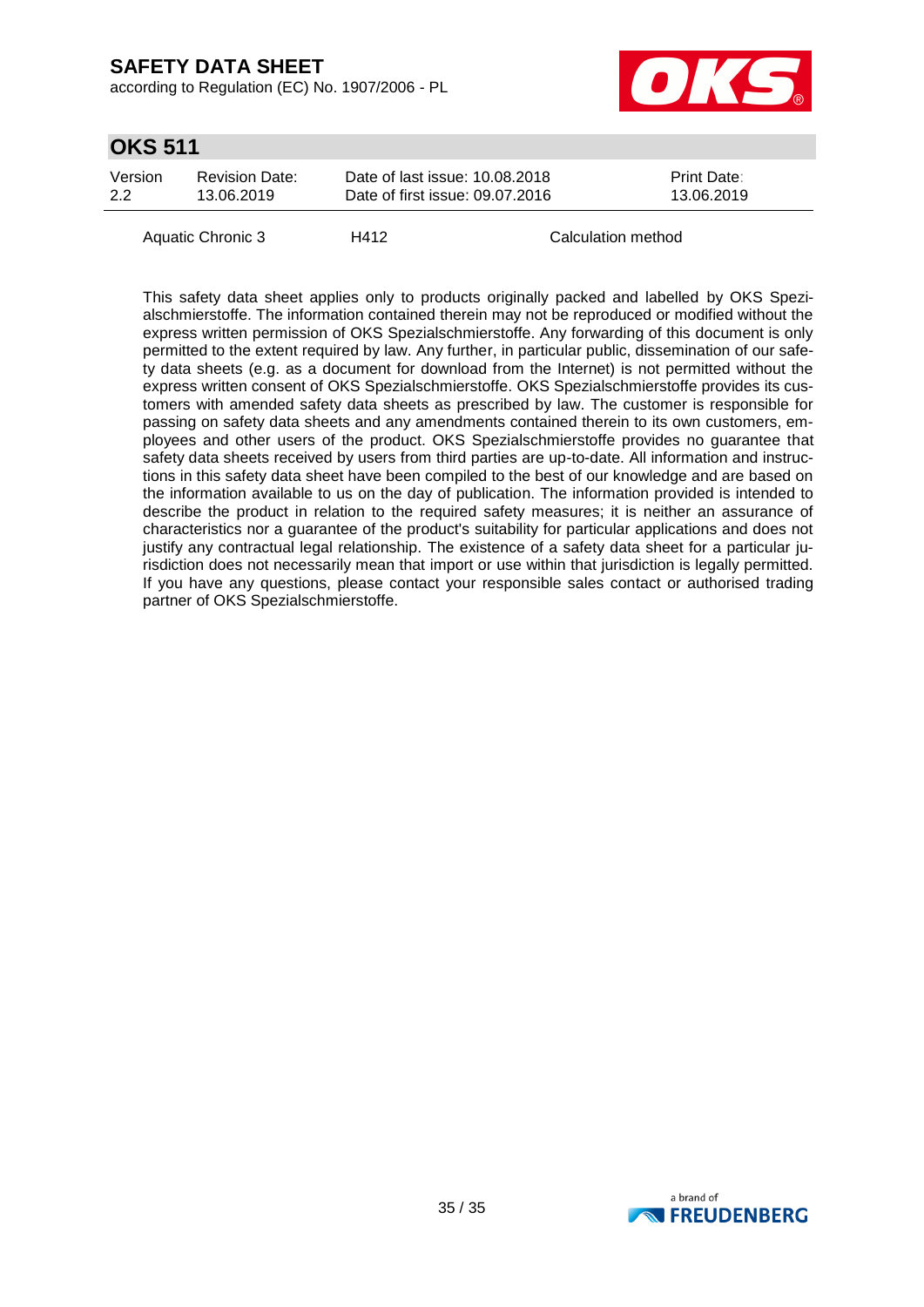| | | |
|---|---|---|
| Aquatic Chronic 3 | H412 | Calculation method |

This safety data sheet applies only to products originally packed and labelled by OKS Spezialschmierstoffe. The information contained therein may not be reproduced or modified without the express written permission of OKS Spezialschmierstoffe. Any forwarding of this document is only permitted to the extent required by law. Any further, in particular public, dissemination of our safety data sheets (e.g. as a document for download from the Internet) is not permitted without the express written consent of OKS Spezialschmierstoffe. OKS Spezialschmierstoffe provides its customers with amended safety data sheets as prescribed by law. The customer is responsible for passing on safety data sheets and any amendments contained therein to its own customers, employees and other users of the product. OKS Spezialschmierstoffe provides no guarantee that safety data sheets received by users from third parties are up-to-date. All information and instructions in this safety data sheet have been compiled to the best of our knowledge and are based on the information available to us on the day of publication. The information provided is intended to describe the product in relation to the required safety measures; it is neither an assurance of characteristics nor a guarantee of the product's suitability for particular applications and does not justify any contractual legal relationship. The existence of a safety data sheet for a particular jurisdiction does not necessarily mean that import or use within that jurisdiction is legally permitted. If you have any questions, please contact your responsible sales contact or authorised trading partner of OKS Spezialschmierstoffe.